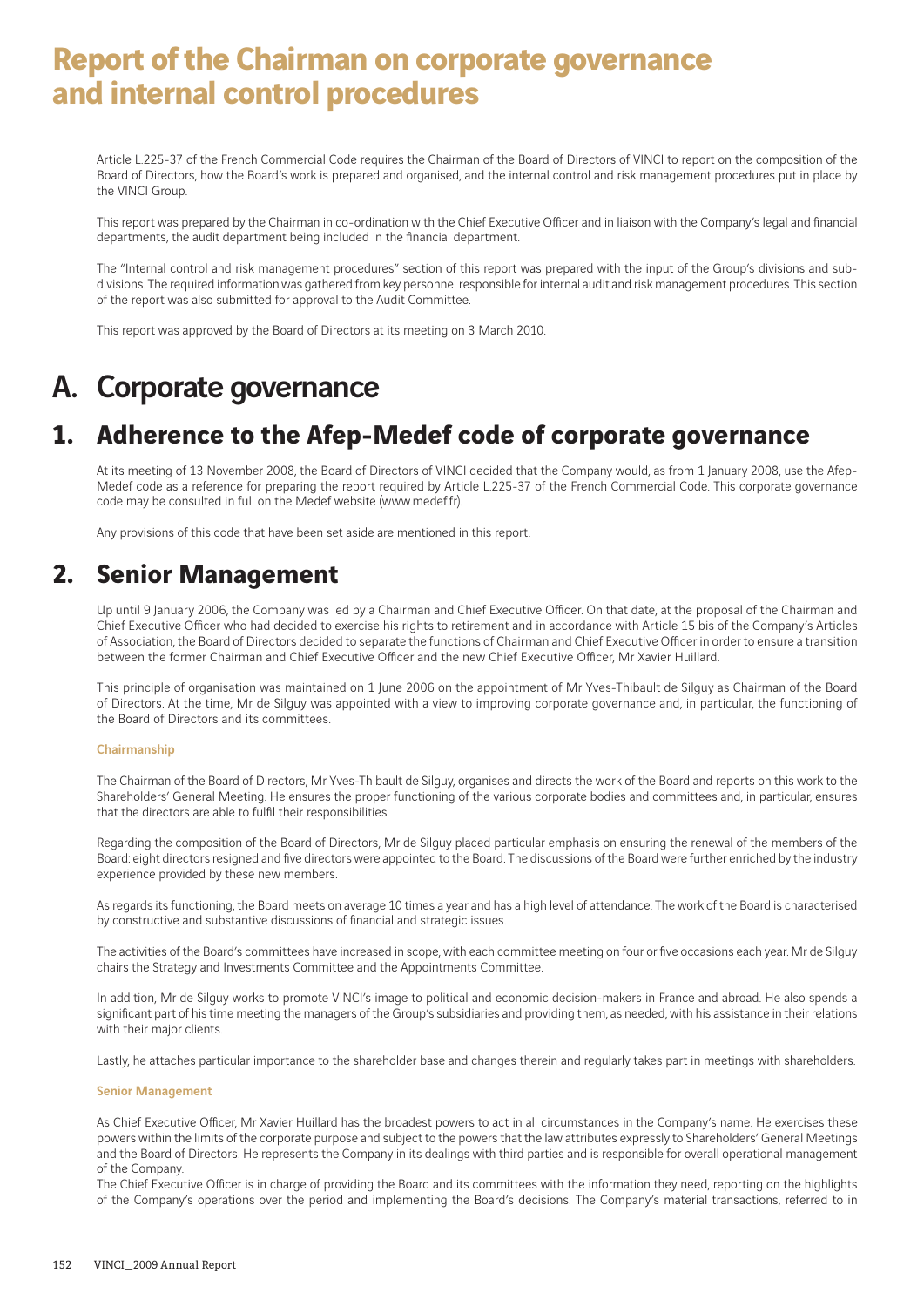# Report of the Chairman on corporate governance and internal control procedures

Article L.225-37 of the French Commercial Code requires the Chairman of the Board of Directors of VINCI to report on the composition of the Board of Directors, how the Board's work is prepared and organised, and the internal control and risk management procedures put in place by the VINCI Group.

This report was prepared by the Chairman in co-ordination with the Chief Executive Officer and in liaison with the Company's legal and financial departments, the audit department being included in the financial department.

The "Internal control and risk management procedures" section of this report was prepared with the input of the Group's divisions and sub-divisions. The required information was gathered from key personnel responsible for internal audit and risk management procedures. This section of the report was also submitted for approval to the Audit Committee.

This report was approved by the Board of Directors at its meeting on 3 March 2010.

# A. Corporate governance

## 1. Adherence to the Afep-Medef code of corporate governance

At its meeting of 13 November 2008, the Board of Directors of VINCI decided that the Company would, as from 1 January 2008, use the Afep-Medef code as a reference for preparing the report required by Article L.225-37 of the French Commercial Code. This corporate governance code may be consulted in full on the Medef website (www.medef.fr).

Any provisions of this code that have been set aside are mentioned in this report.

## 2. Senior Management

Up until 9 January 2006, the Company was led by a Chairman and Chief Executive Officer. On that date, at the proposal of the Chairman and Chief Executive Officer who had decided to exercise his rights to retirement and in accordance with Article 15 bis of the Company's Articles of Association, the Board of Directors decided to separate the functions of Chairman and Chief Executive Officer in order to ensure a transition between the former Chairman and Chief Executive Officer and the new Chief Executive Officer, Mr Xavier Huillard.

This principle of organisation was maintained on 1 June 2006 on the appointment of Mr Yves-Thibault de Silguy as Chairman of the Board of Directors. At the time, Mr de Silguy was appointed with a view to improving corporate governance and, in particular, the functioning of the Board of Directors and its committees.

### Chairmanship

The Chairman of the Board of Directors, Mr Yves-Thibault de Silguy, organises and directs the work of the Board and reports on this work to the Shareholders' General Meeting. He ensures the proper functioning of the various corporate bodies and committees and, in particular, ensures that the directors are able to fulfil their responsibilities.

Regarding the composition of the Board of Directors, Mr de Silguy placed particular emphasis on ensuring the renewal of the members of the Board: eight directors resigned and five directors were appointed to the Board. The discussions of the Board were further enriched by the industry experience provided by these new members.

As regards its functioning, the Board meets on average 10 times a year and has a high level of attendance. The work of the Board is characterised by constructive and substantive discussions of financial and strategic issues.

The activities of the Board's committees have increased in scope, with each committee meeting on four or five occasions each year. Mr de Silguy chairs the Strategy and Investments Committee and the Appointments Committee.

In addition, Mr de Silguy works to promote VINCI's image to political and economic decision-makers in France and abroad. He also spends a significant part of his time meeting the managers of the Group's subsidiaries and providing them, as needed, with his assistance in their relations with their major clients.

Lastly, he attaches particular importance to the shareholder base and changes therein and regularly takes part in meetings with shareholders.

### Senior Management

As Chief Executive Officer, Mr Xavier Huillard has the broadest powers to act in all circumstances in the Company's name. He exercises these powers within the limits of the corporate purpose and subject to the powers that the law attributes expressly to Shareholders' General Meetings and the Board of Directors. He represents the Company in its dealings with third parties and is responsible for overall operational management of the Company.

The Chief Executive Officer is in charge of providing the Board and its committees with the information they need, reporting on the highlights of the Company's operations over the period and implementing the Board's decisions. The Company's material transactions, referred to in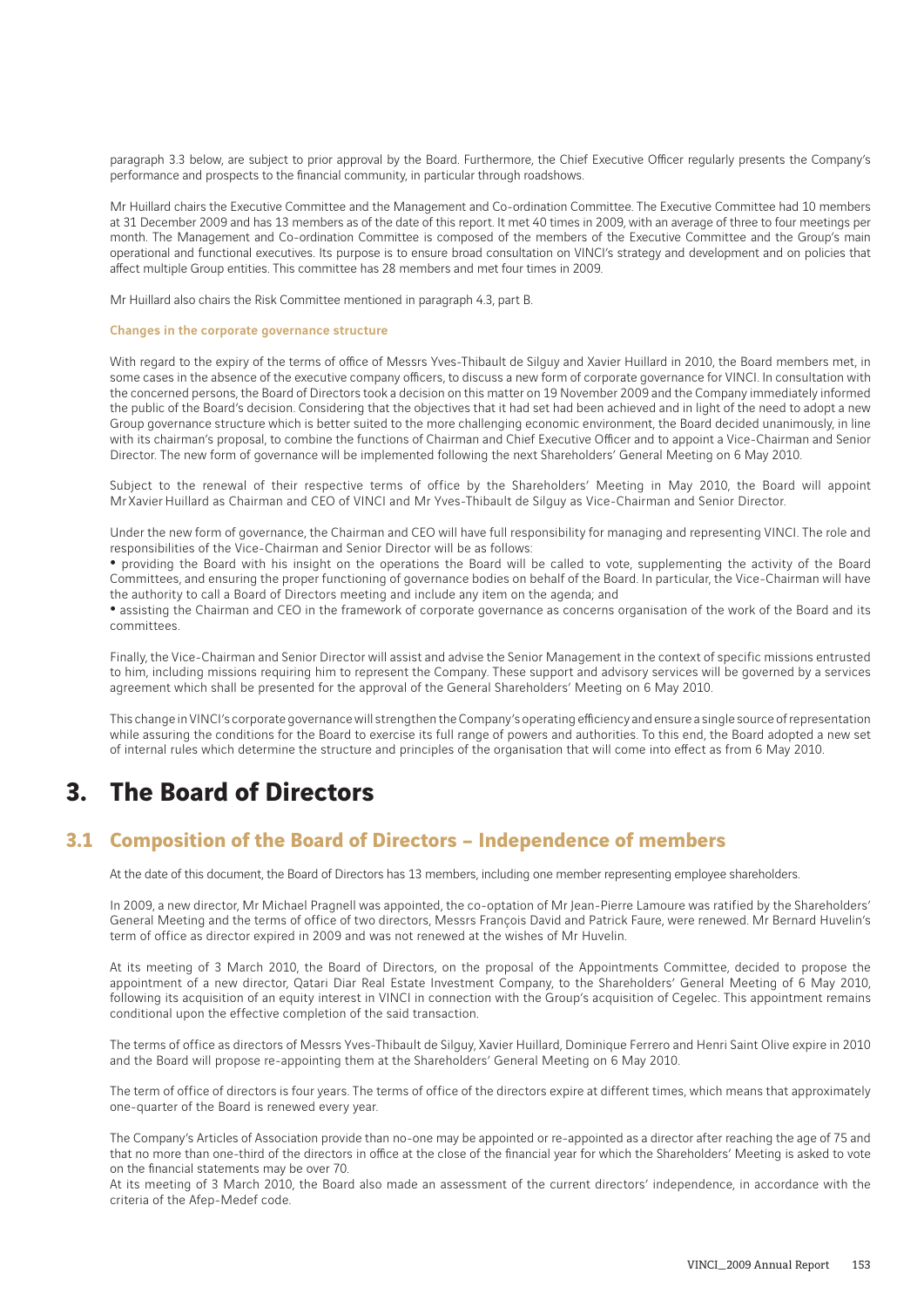paragraph 3.3 below, are subject to prior approval by the Board. Furthermore, the Chief Executive Officer regularly presents the Company's performance and prospects to the financial community, in particular through roadshows.

Mr Huillard chairs the Executive Committee and the Management and Co-ordination Committee. The Executive Committee had 10 members at 31 December 2009 and has 13 members as of the date of this report. It met 40 times in 2009, with an average of three to four meetings per month. The Management and Co-ordination Committee is composed of the members of the Executive Committee and the Group's main operational and functional executives. Its purpose is to ensure broad consultation on VINCI's strategy and development and on policies that affect multiple Group entities. This committee has 28 members and met four times in 2009.

Mr Huillard also chairs the Risk Committee mentioned in paragraph 4.3, part B.

#### Changes in the corporate governance structure

With regard to the expiry of the terms of office of Messrs Yves-Thibault de Silguy and Xavier Huillard in 2010, the Board members met, in some cases in the absence of the executive company officers, to discuss a new form of corporate governance for VINCI. In consultation with the concerned persons, the Board of Directors took a decision on this matter on 19 November 2009 and the Company immediately informed the public of the Board's decision. Considering that the objectives that it had set had been achieved and in light of the need to adopt a new Group governance structure which is better suited to the more challenging economic environment, the Board decided unanimously, in line with its chairman's proposal, to combine the functions of Chairman and Chief Executive Officer and to appoint a Vice-Chairman and Senior Director. The new form of governance will be implemented following the next Shareholders' General Meeting on 6 May 2010.

Subject to the renewal of their respective terms of office by the Shareholders' Meeting in May 2010, the Board will appoint Mr Xavier Huillard as Chairman and CEO of VINCI and Mr Yves-Thibault de Silguy as Vice-Chairman and Senior Director.

Under the new form of governance, the Chairman and CEO will have full responsibility for managing and representing VINCI. The role and responsibilities of the Vice-Chairman and Senior Director will be as follows:

- providing the Board with his insight on the operations the Board will be called to vote, supplementing the activity of the Board Committees, and ensuring the proper functioning of governance bodies on behalf of the Board. In particular, the Vice-Chairman will have the authority to call a Board of Directors meeting and include any item on the agenda; and
- assisting the Chairman and CEO in the framework of corporate governance as concerns organisation of the work of the Board and its committees.

Finally, the Vice-Chairman and Senior Director will assist and advise the Senior Management in the context of specific missions entrusted to him, including missions requiring him to represent the Company. These support and advisory services will be governed by a services agreement which shall be presented for the approval of the General Shareholders' Meeting on 6 May 2010.

This change in VINCI's corporate governance will strengthen the Company's operating efficiency and ensure a single source of representation while assuring the conditions for the Board to exercise its full range of powers and authorities. To this end, the Board adopted a new set of internal rules which determine the structure and principles of the organisation that will come into effect as from 6 May 2010.

# 3. The Board of Directors

## 3.1 Composition of the Board of Directors – Independence of members

At the date of this document, the Board of Directors has 13 members, including one member representing employee shareholders.

In 2009, a new director, Mr Michael Pragnell was appointed, the co-optation of Mr Jean-Pierre Lamoure was ratified by the Shareholders' General Meeting and the terms of office of two directors, Messrs François David and Patrick Faure, were renewed. Mr Bernard Huvelin's term of office as director expired in 2009 and was not renewed at the wishes of Mr Huvelin.

At its meeting of 3 March 2010, the Board of Directors, on the proposal of the Appointments Committee, decided to propose the appointment of a new director, Qatari Diar Real Estate Investment Company, to the Shareholders' General Meeting of 6 May 2010, following its acquisition of an equity interest in VINCI in connection with the Group's acquisition of Cegelec. This appointment remains conditional upon the effective completion of the said transaction.

The terms of office as directors of Messrs Yves-Thibault de Silguy, Xavier Huillard, Dominique Ferrero and Henri Saint Olive expire in 2010 and the Board will propose re-appointing them at the Shareholders' General Meeting on 6 May 2010.

The term of office of directors is four years. The terms of office of the directors expire at different times, which means that approximately one-quarter of the Board is renewed every year.

The Company's Articles of Association provide than no-one may be appointed or re-appointed as a director after reaching the age of 75 and that no more than one-third of the directors in office at the close of the financial year for which the Shareholders' Meeting is asked to vote on the financial statements may be over 70.

At its meeting of 3 March 2010, the Board also made an assessment of the current directors' independence, in accordance with the criteria of the Afep-Medef code.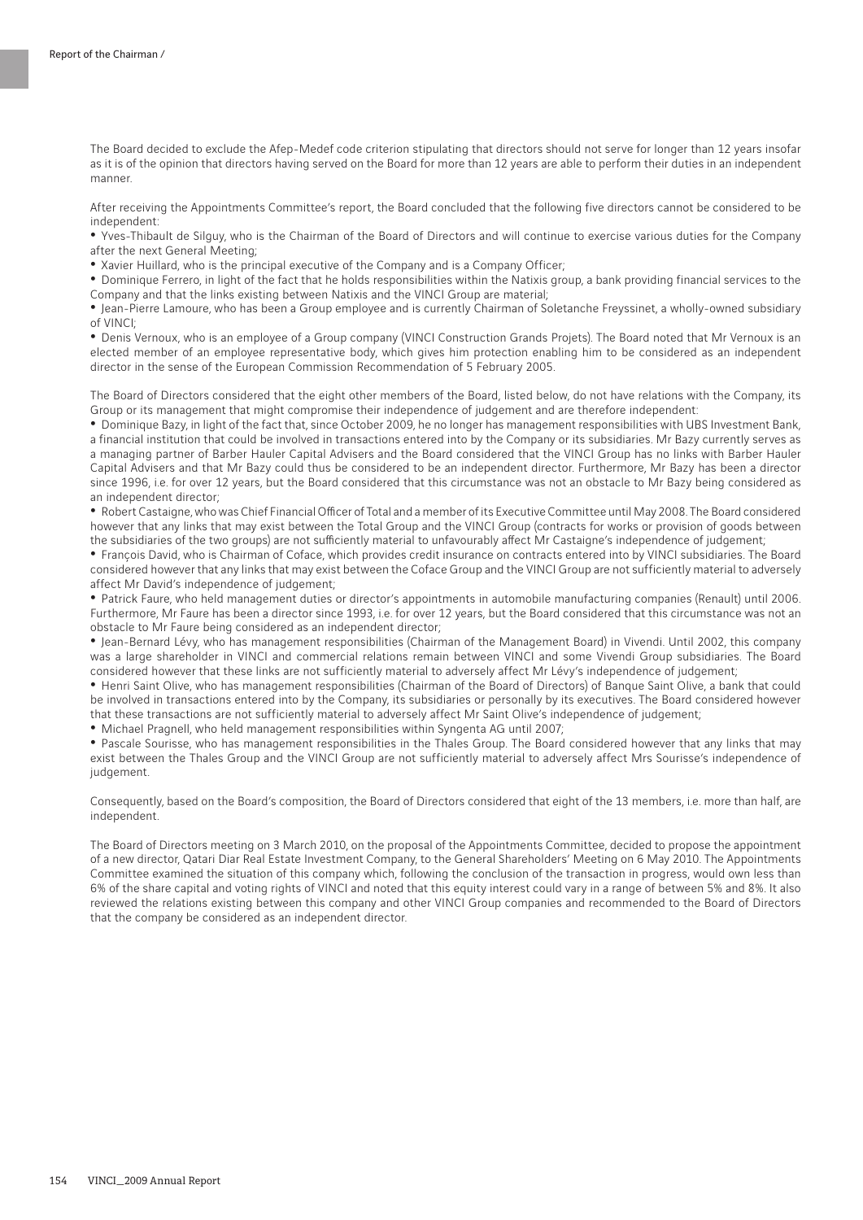The Board decided to exclude the Afep-Medef code criterion stipulating that directors should not serve for longer than 12 years insofar as it is of the opinion that directors having served on the Board for more than 12 years are able to perform their duties in an independent manner.

After receiving the Appointments Committee's report, the Board concluded that the following five directors cannot be considered to be independent:

- Yves-Thibault de Silguy, who is the Chairman of the Board of Directors and will continue to exercise various duties for the Company after the next General Meeting;
- Xavier Huillard, who is the principal executive of the Company and is a Company Officer;
- Dominique Ferrero, in light of the fact that he holds responsibilities within the Natixis group, a bank providing financial services to the Company and that the links existing between Natixis and the VINCI Group are material;
- Jean-Pierre Lamoure, who has been a Group employee and is currently Chairman of Soletanche Freyssinet, a wholly-owned subsidiary of VINCI;
- Denis Vernoux, who is an employee of a Group company (VINCI Construction Grands Projets). The Board noted that Mr Vernoux is an elected member of an employee representative body, which gives him protection enabling him to be considered as an independent director in the sense of the European Commission Recommendation of 5 February 2005.

The Board of Directors considered that the eight other members of the Board, listed below, do not have relations with the Company, its Group or its management that might compromise their independence of judgement and are therefore independent:

- Dominique Bazy, in light of the fact that, since October 2009, he no longer has management responsibilities with UBS Investment Bank, a financial institution that could be involved in transactions entered into by the Company or its subsidiaries. Mr Bazy currently serves as a managing partner of Barber Hauler Capital Advisers and the Board considered that the VINCI Group has no links with Barber Hauler Capital Advisers and that Mr Bazy could thus be considered to be an independent director. Furthermore, Mr Bazy has been a director since 1996, i.e. for over 12 years, but the Board considered that this circumstance was not an obstacle to Mr Bazy being considered as an independent director;
- Robert Castaigne, who was Chief Financial Officer of Total and a member of its Executive Committee until May 2008. The Board considered however that any links that may exist between the Total Group and the VINCI Group (contracts for works or provision of goods between the subsidiaries of the two groups) are not sufficiently material to unfavourably affect Mr Castaigne's independence of judgement;
- François David, who is Chairman of Coface, which provides credit insurance on contracts entered into by VINCI subsidiaries. The Board considered however that any links that may exist between the Coface Group and the VINCI Group are not sufficiently material to adversely affect Mr David's independence of judgement;
- Patrick Faure, who held management duties or director's appointments in automobile manufacturing companies (Renault) until 2006. Furthermore, Mr Faure has been a director since 1993, i.e. for over 12 years, but the Board considered that this circumstance was not an obstacle to Mr Faure being considered as an independent director;
- Jean-Bernard Lévy, who has management responsibilities (Chairman of the Management Board) in Vivendi. Until 2002, this company was a large shareholder in VINCI and commercial relations remain between VINCI and some Vivendi Group subsidiaries. The Board considered however that these links are not sufficiently material to adversely affect Mr Lévy's independence of judgement;
- Henri Saint Olive, who has management responsibilities (Chairman of the Board of Directors) of Banque Saint Olive, a bank that could be involved in transactions entered into by the Company, its subsidiaries or personally by its executives. The Board considered however that these transactions are not sufficiently material to adversely affect Mr Saint Olive's independence of judgement;
- Michael Pragnell, who held management responsibilities within Syngenta AG until 2007;
- Pascale Sourisse, who has management responsibilities in the Thales Group. The Board considered however that any links that may exist between the Thales Group and the VINCI Group are not sufficiently material to adversely affect Mrs Sourisse's independence of judgement.

Consequently, based on the Board's composition, the Board of Directors considered that eight of the 13 members, i.e. more than half, are independent.

The Board of Directors meeting on 3 March 2010, on the proposal of the Appointments Committee, decided to propose the appointment of a new director, Qatari Diar Real Estate Investment Company, to the General Shareholders' Meeting on 6 May 2010. The Appointments Committee examined the situation of this company which, following the conclusion of the transaction in progress, would own less than 6% of the share capital and voting rights of VINCI and noted that this equity interest could vary in a range of between 5% and 8%. It also reviewed the relations existing between this company and other VINCI Group companies and recommended to the Board of Directors that the company be considered as an independent director.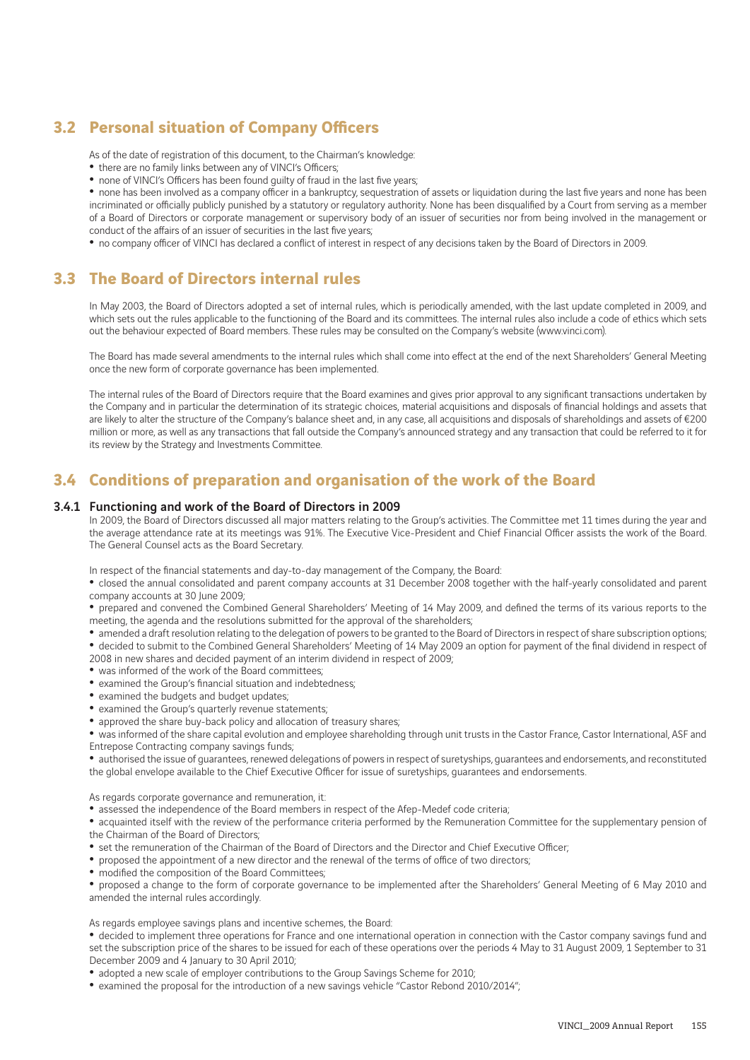## 3.2 Personal situation of Company Officers

As of the date of registration of this document, to the Chairman's knowledge:

- there are no family links between any of VINCI's Officers;
- none of VINCI's Officers has been found guilty of fraud in the last five years;
- none has been involved as a company officer in a bankruptcy, sequestration of assets or liquidation during the last five years and none has been incriminated or officially publicly punished by a statutory or regulatory authority. None has been disqualified by a Court from serving as a member of a Board of Directors or corporate management or supervisory body of an issuer of securities nor from being involved in the management or conduct of the affairs of an issuer of securities in the last five years;
- no company officer of VINCI has declared a conflict of interest in respect of any decisions taken by the Board of Directors in 2009.

## 3.3 The Board of Directors internal rules

In May 2003, the Board of Directors adopted a set of internal rules, which is periodically amended, with the last update completed in 2009, and which sets out the rules applicable to the functioning of the Board and its committees. The internal rules also include a code of ethics which sets out the behaviour expected of Board members. These rules may be consulted on the Company's website (www.vinci.com).

The Board has made several amendments to the internal rules which shall come into effect at the end of the next Shareholders' General Meeting once the new form of corporate governance has been implemented.

The internal rules of the Board of Directors require that the Board examines and gives prior approval to any significant transactions undertaken by the Company and in particular the determination of its strategic choices, material acquisitions and disposals of financial holdings and assets that are likely to alter the structure of the Company's balance sheet and, in any case, all acquisitions and disposals of shareholdings and assets of €200 million or more, as well as any transactions that fall outside the Company's announced strategy and any transaction that could be referred to it for its review by the Strategy and Investments Committee.

## 3.4 Conditions of preparation and organisation of the work of the Board

### 3.4.1 Functioning and work of the Board of Directors in 2009

In 2009, the Board of Directors discussed all major matters relating to the Group's activities. The Committee met 11 times during the year and the average attendance rate at its meetings was 91%. The Executive Vice-President and Chief Financial Officer assists the work of the Board. The General Counsel acts as the Board Secretary.

In respect of the financial statements and day-to-day management of the Company, the Board:

- closed the annual consolidated and parent company accounts at 31 December 2008 together with the half-yearly consolidated and parent company accounts at 30 June 2009;
- prepared and convened the Combined General Shareholders' Meeting of 14 May 2009, and defined the terms of its various reports to the meeting, the agenda and the resolutions submitted for the approval of the shareholders;
- amended a draft resolution relating to the delegation of powers to be granted to the Board of Directors in respect of share subscription options;
- decided to submit to the Combined General Shareholders' Meeting of 14 May 2009 an option for payment of the final dividend in respect of 2008 in new shares and decided payment of an interim dividend in respect of 2009;
- was informed of the work of the Board committees;
- examined the Group's financial situation and indebtedness;
- examined the budgets and budget updates;
- examined the Group's quarterly revenue statements;
- approved the share buy-back policy and allocation of treasury shares;
- was informed of the share capital evolution and employee shareholding through unit trusts in the Castor France, Castor International, ASF and Entrepose Contracting company savings funds;
- authorised the issue of guarantees, renewed delegations of powers in respect of suretyships, guarantees and endorsements, and reconstituted the global envelope available to the Chief Executive Officer for issue of suretyships, guarantees and endorsements.

As regards corporate governance and remuneration, it:

- assessed the independence of the Board members in respect of the Afep-Medef code criteria;
- acquainted itself with the review of the performance criteria performed by the Remuneration Committee for the supplementary pension of the Chairman of the Board of Directors;
- set the remuneration of the Chairman of the Board of Directors and the Director and Chief Executive Officer;
- proposed the appointment of a new director and the renewal of the terms of office of two directors;
- modified the composition of the Board Committees;
- proposed a change to the form of corporate governance to be implemented after the Shareholders' General Meeting of 6 May 2010 and amended the internal rules accordingly.

As regards employee savings plans and incentive schemes, the Board:

- decided to implement three operations for France and one international operation in connection with the Castor company savings fund and set the subscription price of the shares to be issued for each of these operations over the periods 4 May to 31 August 2009, 1 September to 31 December 2009 and 4 January to 30 April 2010;
- adopted a new scale of employer contributions to the Group Savings Scheme for 2010;
- examined the proposal for the introduction of a new savings vehicle "Castor Rebond 2010/2014";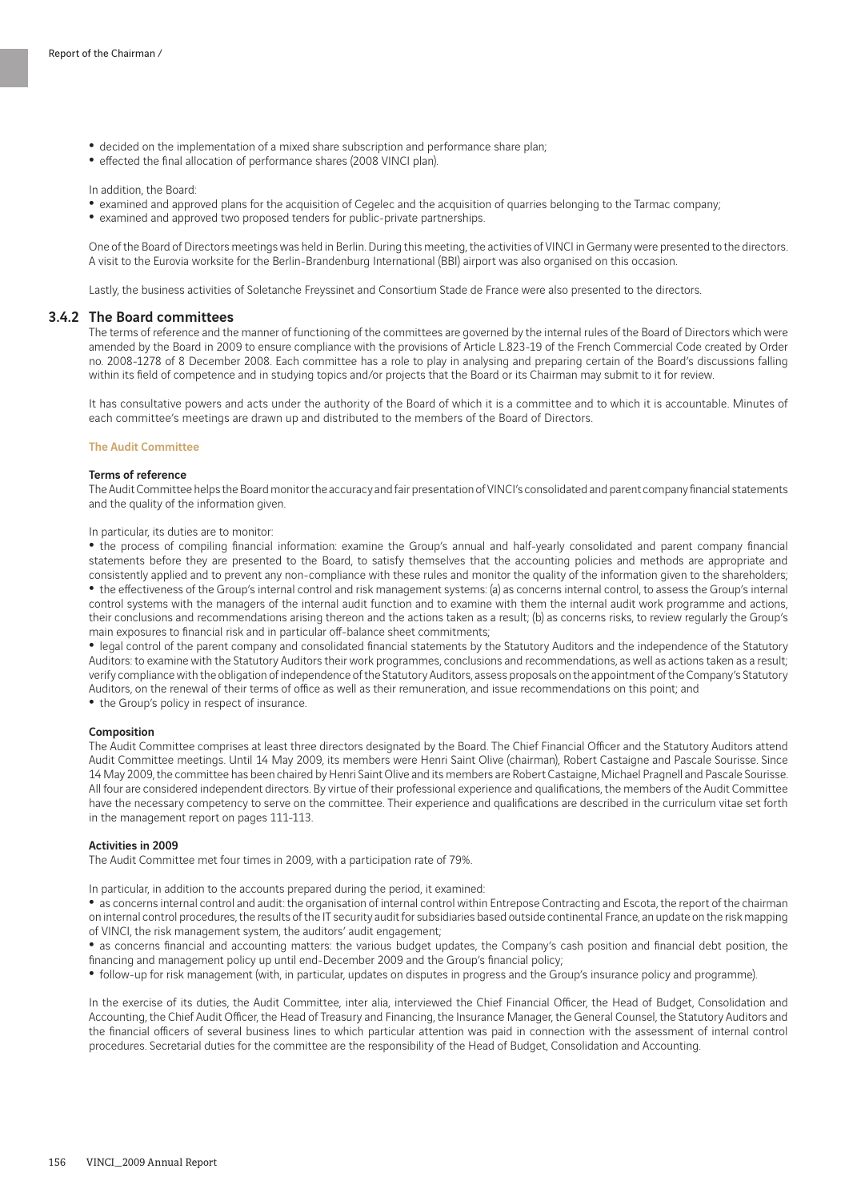- decided on the implementation of a mixed share subscription and performance share plan;
- effected the final allocation of performance shares (2008 VINCI plan).

In addition, the Board:

- examined and approved plans for the acquisition of Cegelec and the acquisition of quarries belonging to the Tarmac company;
- examined and approved two proposed tenders for public-private partnerships.

One of the Board of Directors meetings was held in Berlin. During this meeting, the activities of VINCI in Germany were presented to the directors. A visit to the Eurovia worksite for the Berlin-Brandenburg International (BBI) airport was also organised on this occasion.

Lastly, the business activities of Soletanche Freyssinet and Consortium Stade de France were also presented to the directors.

## 3.4.2 The Board committees

The terms of reference and the manner of functioning of the committees are governed by the internal rules of the Board of Directors which were amended by the Board in 2009 to ensure compliance with the provisions of Article L.823-19 of the French Commercial Code created by Order no. 2008-1278 of 8 December 2008. Each committee has a role to play in analysing and preparing certain of the Board's discussions falling within its field of competence and in studying topics and/or projects that the Board or its Chairman may submit to it for review.

It has consultative powers and acts under the authority of the Board of which it is a committee and to which it is accountable. Minutes of each committee's meetings are drawn up and distributed to the members of the Board of Directors.

### The Audit Committee

**Terms of reference**

The Audit Committee helps the Board monitor the accuracy and fair presentation of VINCI's consolidated and parent company financial statements and the quality of the information given.

In particular, its duties are to monitor:

- the process of compiling financial information: examine the Group's annual and half-yearly consolidated and parent company financial statements before they are presented to the Board, to satisfy themselves that the accounting policies and methods are appropriate and consistently applied and to prevent any non-compliance with these rules and monitor the quality of the information given to the shareholders;
- the effectiveness of the Group's internal control and risk management systems: (a) as concerns internal control, to assess the Group's internal control systems with the managers of the internal audit function and to examine with them the internal audit work programme and actions, their conclusions and recommendations arising thereon and the actions taken as a result; (b) as concerns risks, to review regularly the Group's main exposures to financial risk and in particular off-balance sheet commitments;
- legal control of the parent company and consolidated financial statements by the Statutory Auditors and the independence of the Statutory Auditors: to examine with the Statutory Auditors their work programmes, conclusions and recommendations, as well as actions taken as a result; verify compliance with the obligation of independence of the Statutory Auditors, assess proposals on the appointment of the Company's Statutory Auditors, on the renewal of their terms of office as well as their remuneration, and issue recommendations on this point; and
- the Group's policy in respect of insurance.

**Composition**

The Audit Committee comprises at least three directors designated by the Board. The Chief Financial Officer and the Statutory Auditors attend Audit Committee meetings. Until 14 May 2009, its members were Henri Saint Olive (chairman), Robert Castaigne and Pascale Sourisse. Since 14 May 2009, the committee has been chaired by Henri Saint Olive and its members are Robert Castaigne, Michael Pragnell and Pascale Sourisse. All four are considered independent directors. By virtue of their professional experience and qualifications, the members of the Audit Committee have the necessary competency to serve on the committee. Their experience and qualifications are described in the curriculum vitae set forth in the management report on pages 111-113.

**Activities in 2009**

The Audit Committee met four times in 2009, with a participation rate of 79%.

In particular, in addition to the accounts prepared during the period, it examined:

- as concerns internal control and audit: the organisation of internal control within Entrepose Contracting and Escota, the report of the chairman on internal control procedures, the results of the IT security audit for subsidiaries based outside continental France, an update on the risk mapping of VINCI, the risk management system, the auditors' audit engagement;
- as concerns financial and accounting matters: the various budget updates, the Company's cash position and financial debt position, the financing and management policy up until end-December 2009 and the Group's financial policy;
- follow-up for risk management (with, in particular, updates on disputes in progress and the Group's insurance policy and programme).

In the exercise of its duties, the Audit Committee, inter alia, interviewed the Chief Financial Officer, the Head of Budget, Consolidation and Accounting, the Chief Audit Officer, the Head of Treasury and Financing, the Insurance Manager, the General Counsel, the Statutory Auditors and the financial officers of several business lines to which particular attention was paid in connection with the assessment of internal control procedures. Secretarial duties for the committee are the responsibility of the Head of Budget, Consolidation and Accounting.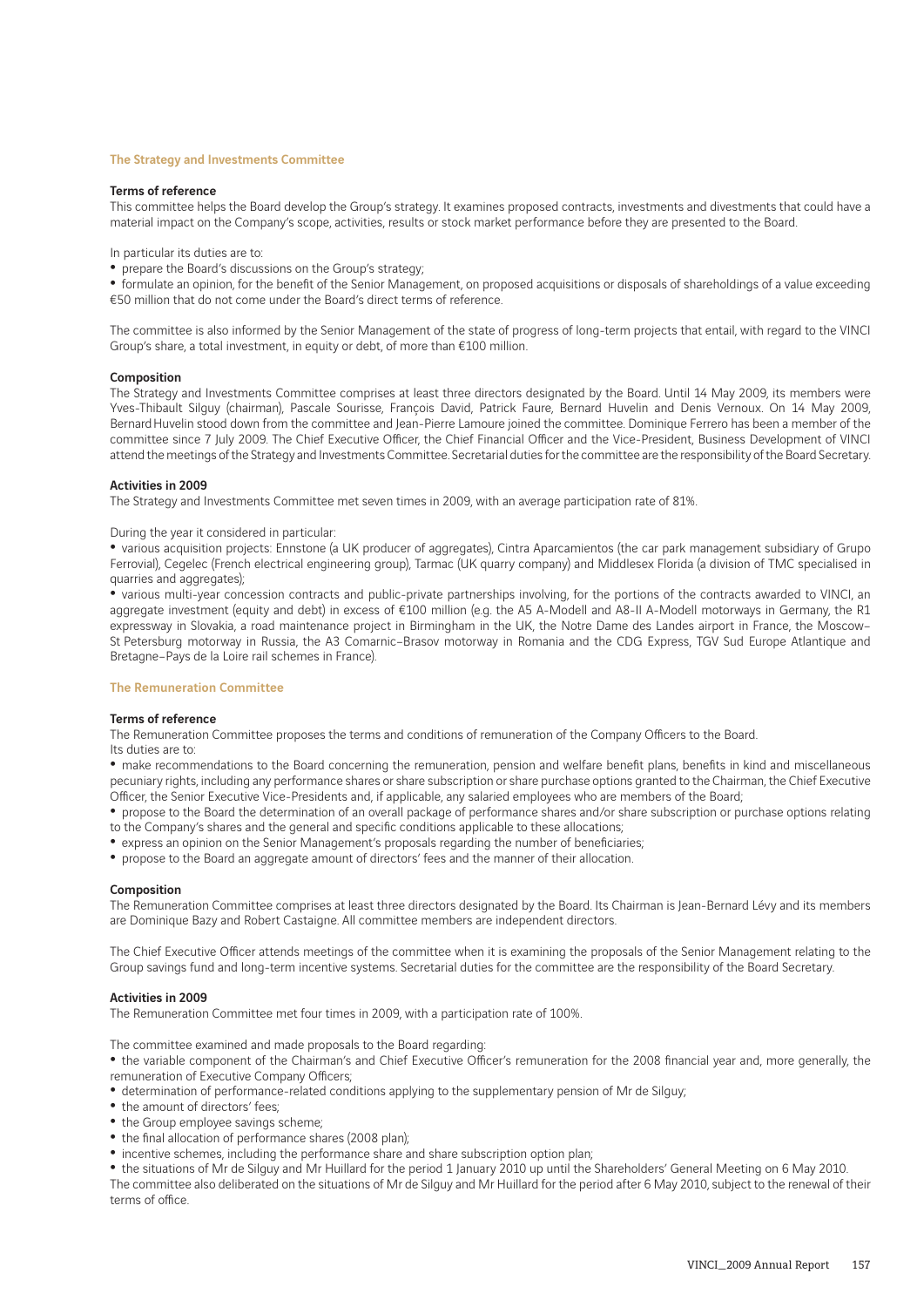## The Strategy and Investments Committee

### Terms of reference

This committee helps the Board develop the Group's strategy. It examines proposed contracts, investments and divestments that could have a material impact on the Company's scope, activities, results or stock market performance before they are presented to the Board.

In particular its duties are to:

- prepare the Board's discussions on the Group's strategy;
- formulate an opinion, for the benefit of the Senior Management, on proposed acquisitions or disposals of shareholdings of a value exceeding €50 million that do not come under the Board's direct terms of reference.

The committee is also informed by the Senior Management of the state of progress of long-term projects that entail, with regard to the VINCI Group's share, a total investment, in equity or debt, of more than €100 million.

### Composition

The Strategy and Investments Committee comprises at least three directors designated by the Board. Until 14 May 2009, its members were Yves-Thibault Silguy (chairman), Pascale Sourisse, François David, Patrick Faure, Bernard Huvelin and Denis Vernoux. On 14 May 2009, Bernard Huvelin stood down from the committee and Jean-Pierre Lamoure joined the committee. Dominique Ferrero has been a member of the committee since 7 July 2009. The Chief Executive Officer, the Chief Financial Officer and the Vice-President, Business Development of VINCI attend the meetings of the Strategy and Investments Committee. Secretarial duties for the committee are the responsibility of the Board Secretary.

### Activities in 2009

The Strategy and Investments Committee met seven times in 2009, with an average participation rate of 81%.

During the year it considered in particular:

- various acquisition projects: Ennstone (a UK producer of aggregates), Cintra Aparcamientos (the car park management subsidiary of Grupo Ferrovial), Cegelec (French electrical engineering group), Tarmac (UK quarry company) and Middlesex Florida (a division of TMC specialised in quarries and aggregates);
- various multi-year concession contracts and public-private partnerships involving, for the portions of the contracts awarded to VINCI, an aggregate investment (equity and debt) in excess of €100 million (e.g. the A5 A-Modell and A8-II A-Modell motorways in Germany, the R1 expressway in Slovakia, a road maintenance project in Birmingham in the UK, the Notre Dame des Landes airport in France, the Moscow–St Petersburg motorway in Russia, the A3 Comarnic–Brasov motorway in Romania and the CDG Express, TGV Sud Europe Atlantique and Bretagne–Pays de la Loire rail schemes in France).

## The Remuneration Committee

### Terms of reference

The Remuneration Committee proposes the terms and conditions of remuneration of the Company Officers to the Board.
Its duties are to:

- make recommendations to the Board concerning the remuneration, pension and welfare benefit plans, benefits in kind and miscellaneous pecuniary rights, including any performance shares or share subscription or share purchase options granted to the Chairman, the Chief Executive Officer, the Senior Executive Vice-Presidents and, if applicable, any salaried employees who are members of the Board;
- propose to the Board the determination of an overall package of performance shares and/or share subscription or purchase options relating to the Company's shares and the general and specific conditions applicable to these allocations;
- express an opinion on the Senior Management's proposals regarding the number of beneficiaries;
- propose to the Board an aggregate amount of directors' fees and the manner of their allocation.

### Composition

The Remuneration Committee comprises at least three directors designated by the Board. Its Chairman is Jean-Bernard Lévy and its members are Dominique Bazy and Robert Castaigne. All committee members are independent directors.

The Chief Executive Officer attends meetings of the committee when it is examining the proposals of the Senior Management relating to the Group savings fund and long-term incentive systems. Secretarial duties for the committee are the responsibility of the Board Secretary.

### Activities in 2009

The Remuneration Committee met four times in 2009, with a participation rate of 100%.

The committee examined and made proposals to the Board regarding:

- the variable component of the Chairman's and Chief Executive Officer's remuneration for the 2008 financial year and, more generally, the remuneration of Executive Company Officers;
- determination of performance-related conditions applying to the supplementary pension of Mr de Silguy;
- the amount of directors' fees;
- the Group employee savings scheme;
- the final allocation of performance shares (2008 plan);
- incentive schemes, including the performance share and share subscription option plan;
- the situations of Mr de Silguy and Mr Huillard for the period 1 January 2010 up until the Shareholders' General Meeting on 6 May 2010.

The committee also deliberated on the situations of Mr de Silguy and Mr Huillard for the period after 6 May 2010, subject to the renewal of their terms of office.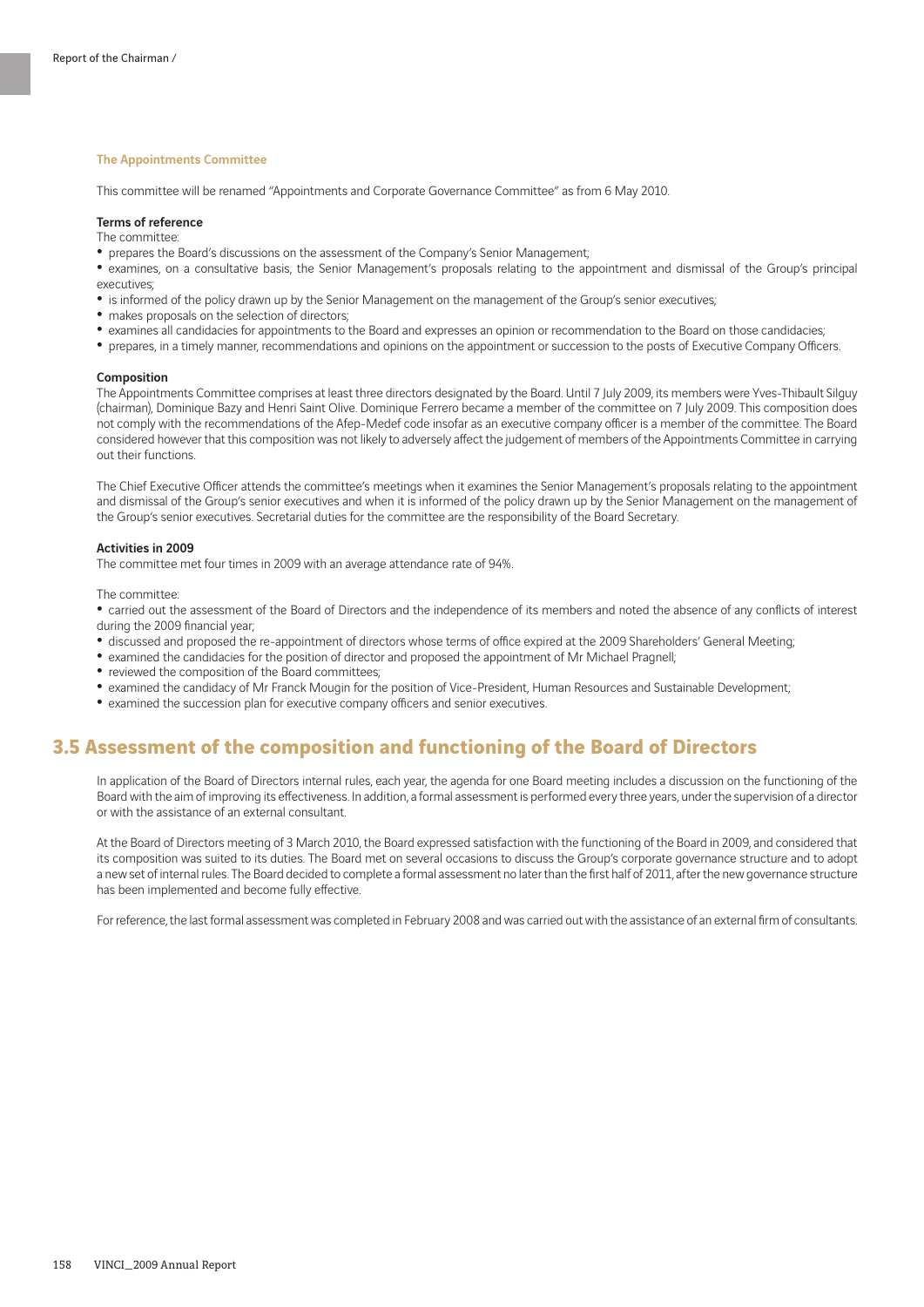### The Appointments Committee

This committee will be renamed "Appointments and Corporate Governance Committee" as from 6 May 2010.

**Terms of reference**

The committee:

- prepares the Board's discussions on the assessment of the Company's Senior Management;
- examines, on a consultative basis, the Senior Management's proposals relating to the appointment and dismissal of the Group's principal executives;
- is informed of the policy drawn up by the Senior Management on the management of the Group's senior executives;
- makes proposals on the selection of directors;
- examines all candidacies for appointments to the Board and expresses an opinion or recommendation to the Board on those candidacies;
- prepares, in a timely manner, recommendations and opinions on the appointment or succession to the posts of Executive Company Officers.

**Composition**

The Appointments Committee comprises at least three directors designated by the Board. Until 7 July 2009, its members were Yves-Thibault Silguy (chairman), Dominique Bazy and Henri Saint Olive. Dominique Ferrero became a member of the committee on 7 July 2009. This composition does not comply with the recommendations of the Afep-Medef code insofar as an executive company officer is a member of the committee. The Board considered however that this composition was not likely to adversely affect the judgement of members of the Appointments Committee in carrying out their functions.

The Chief Executive Officer attends the committee's meetings when it examines the Senior Management's proposals relating to the appointment and dismissal of the Group's senior executives and when it is informed of the policy drawn up by the Senior Management on the management of the Group's senior executives. Secretarial duties for the committee are the responsibility of the Board Secretary.

**Activities in 2009**

The committee met four times in 2009 with an average attendance rate of 94%.

The committee:

- carried out the assessment of the Board of Directors and the independence of its members and noted the absence of any conflicts of interest during the 2009 financial year;
- discussed and proposed the re-appointment of directors whose terms of office expired at the 2009 Shareholders' General Meeting;
- examined the candidacies for the position of director and proposed the appointment of Mr Michael Pragnell;
- reviewed the composition of the Board committees;
- examined the candidacy of Mr Franck Mougin for the position of Vice-President, Human Resources and Sustainable Development;
- examined the succession plan for executive company officers and senior executives.

## 3.5 Assessment of the composition and functioning of the Board of Directors

In application of the Board of Directors internal rules, each year, the agenda for one Board meeting includes a discussion on the functioning of the Board with the aim of improving its effectiveness. In addition, a formal assessment is performed every three years, under the supervision of a director or with the assistance of an external consultant.

At the Board of Directors meeting of 3 March 2010, the Board expressed satisfaction with the functioning of the Board in 2009, and considered that its composition was suited to its duties. The Board met on several occasions to discuss the Group's corporate governance structure and to adopt a new set of internal rules. The Board decided to complete a formal assessment no later than the first half of 2011, after the new governance structure has been implemented and become fully effective.

For reference, the last formal assessment was completed in February 2008 and was carried out with the assistance of an external firm of consultants.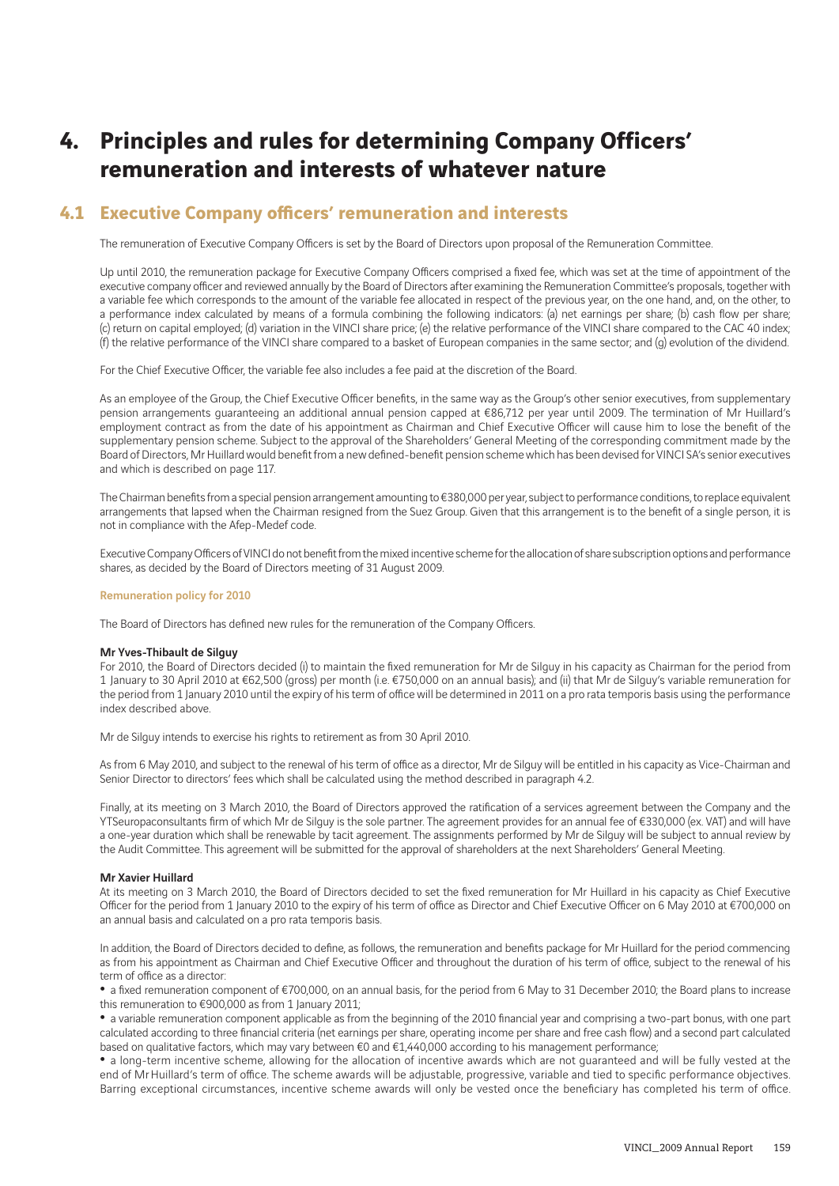# 4. Principles and rules for determining Company Officers' remuneration and interests of whatever nature

## 4.1 Executive Company officers' remuneration and interests

The remuneration of Executive Company Officers is set by the Board of Directors upon proposal of the Remuneration Committee.

Up until 2010, the remuneration package for Executive Company Officers comprised a fixed fee, which was set at the time of appointment of the executive company officer and reviewed annually by the Board of Directors after examining the Remuneration Committee's proposals, together with a variable fee which corresponds to the amount of the variable fee allocated in respect of the previous year, on the one hand, and, on the other, to a performance index calculated by means of a formula combining the following indicators: (a) net earnings per share; (b) cash flow per share; (c) return on capital employed; (d) variation in the VINCI share price; (e) the relative performance of the VINCI share compared to the CAC 40 index; (f) the relative performance of the VINCI share compared to a basket of European companies in the same sector; and (g) evolution of the dividend.

For the Chief Executive Officer, the variable fee also includes a fee paid at the discretion of the Board.

As an employee of the Group, the Chief Executive Officer benefits, in the same way as the Group's other senior executives, from supplementary pension arrangements guaranteeing an additional annual pension capped at €86,712 per year until 2009. The termination of Mr Huillard's employment contract as from the date of his appointment as Chairman and Chief Executive Officer will cause him to lose the benefit of the supplementary pension scheme. Subject to the approval of the Shareholders' General Meeting of the corresponding commitment made by the Board of Directors, Mr Huillard would benefit from a new defined-benefit pension scheme which has been devised for VINCI SA's senior executives and which is described on page 117.

The Chairman benefits from a special pension arrangement amounting to €380,000 per year, subject to performance conditions, to replace equivalent arrangements that lapsed when the Chairman resigned from the Suez Group. Given that this arrangement is to the benefit of a single person, it is not in compliance with the Afep-Medef code.

Executive Company Officers of VINCI do not benefit from the mixed incentive scheme for the allocation of share subscription options and performance shares, as decided by the Board of Directors meeting of 31 August 2009.

### Remuneration policy for 2010

The Board of Directors has defined new rules for the remuneration of the Company Officers.

**Mr Yves-Thibault de Silguy**

For 2010, the Board of Directors decided (i) to maintain the fixed remuneration for Mr de Silguy in his capacity as Chairman for the period from 1 January to 30 April 2010 at €62,500 (gross) per month (i.e. €750,000 on an annual basis); and (ii) that Mr de Silguy's variable remuneration for the period from 1 January 2010 until the expiry of his term of office will be determined in 2011 on a pro rata temporis basis using the performance index described above.

Mr de Silguy intends to exercise his rights to retirement as from 30 April 2010.

As from 6 May 2010, and subject to the renewal of his term of office as a director, Mr de Silguy will be entitled in his capacity as Vice-Chairman and Senior Director to directors' fees which shall be calculated using the method described in paragraph 4.2.

Finally, at its meeting on 3 March 2010, the Board of Directors approved the ratification of a services agreement between the Company and the YTSeuropaconsultants firm of which Mr de Silguy is the sole partner. The agreement provides for an annual fee of €330,000 (ex. VAT) and will have a one-year duration which shall be renewable by tacit agreement. The assignments performed by Mr de Silguy will be subject to annual review by the Audit Committee. This agreement will be submitted for the approval of shareholders at the next Shareholders' General Meeting.

**Mr Xavier Huillard**

At its meeting on 3 March 2010, the Board of Directors decided to set the fixed remuneration for Mr Huillard in his capacity as Chief Executive Officer for the period from 1 January 2010 to the expiry of his term of office as Director and Chief Executive Officer on 6 May 2010 at €700,000 on an annual basis and calculated on a pro rata temporis basis.

In addition, the Board of Directors decided to define, as follows, the remuneration and benefits package for Mr Huillard for the period commencing as from his appointment as Chairman and Chief Executive Officer and throughout the duration of his term of office, subject to the renewal of his term of office as a director:

- a fixed remuneration component of €700,000, on an annual basis, for the period from 6 May to 31 December 2010; the Board plans to increase this remuneration to €900,000 as from 1 January 2011;
- a variable remuneration component applicable as from the beginning of the 2010 financial year and comprising a two-part bonus, with one part calculated according to three financial criteria (net earnings per share, operating income per share and free cash flow) and a second part calculated based on qualitative factors, which may vary between €0 and €1,440,000 according to his management performance;
- a long-term incentive scheme, allowing for the allocation of incentive awards which are not guaranteed and will be fully vested at the end of Mr Huillard's term of office. The scheme awards will be adjustable, progressive, variable and tied to specific performance objectives. Barring exceptional circumstances, incentive scheme awards will only be vested once the beneficiary has completed his term of office.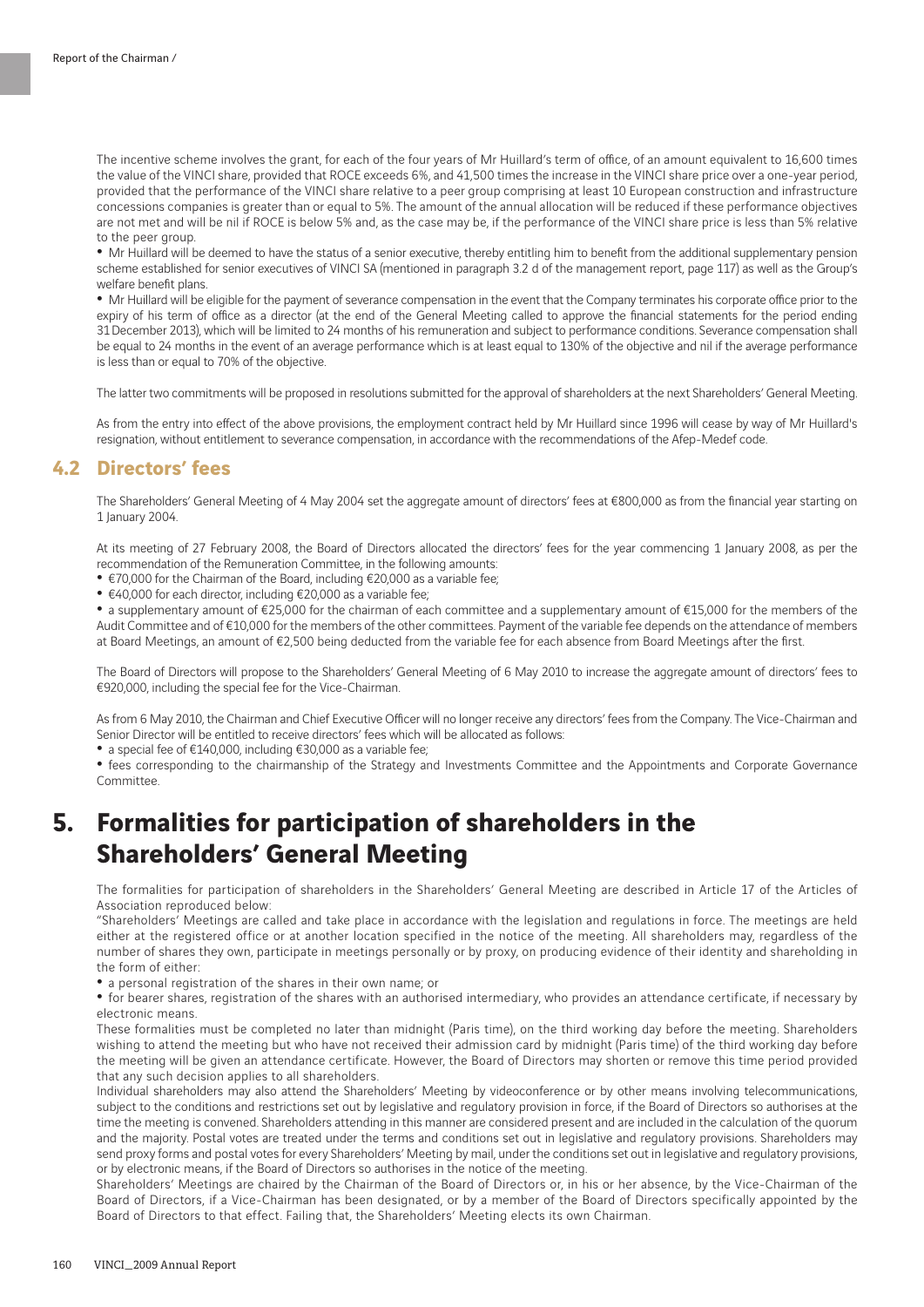The incentive scheme involves the grant, for each of the four years of Mr Huillard's term of office, of an amount equivalent to 16,600 times the value of the VINCI share, provided that ROCE exceeds 6%, and 41,500 times the increase in the VINCI share price over a one-year period, provided that the performance of the VINCI share relative to a peer group comprising at least 10 European construction and infrastructure concessions companies is greater than or equal to 5%. The amount of the annual allocation will be reduced if these performance objectives are not met and will be nil if ROCE is below 5% and, as the case may be, if the performance of the VINCI share price is less than 5% relative to the peer group.

- Mr Huillard will be deemed to have the status of a senior executive, thereby entitling him to benefit from the additional supplementary pension scheme established for senior executives of VINCI SA (mentioned in paragraph 3.2 d of the management report, page 117) as well as the Group's welfare benefit plans.
- Mr Huillard will be eligible for the payment of severance compensation in the event that the Company terminates his corporate office prior to the expiry of his term of office as a director (at the end of the General Meeting called to approve the financial statements for the period ending 31 December 2013), which will be limited to 24 months of his remuneration and subject to performance conditions. Severance compensation shall be equal to 24 months in the event of an average performance which is at least equal to 130% of the objective and nil if the average performance is less than or equal to 70% of the objective.

The latter two commitments will be proposed in resolutions submitted for the approval of shareholders at the next Shareholders' General Meeting.

As from the entry into effect of the above provisions, the employment contract held by Mr Huillard since 1996 will cease by way of Mr Huillard's resignation, without entitlement to severance compensation, in accordance with the recommendations of the Afep-Medef code.

## 4.2 Directors' fees

The Shareholders' General Meeting of 4 May 2004 set the aggregate amount of directors' fees at €800,000 as from the financial year starting on 1 January 2004.

At its meeting of 27 February 2008, the Board of Directors allocated the directors' fees for the year commencing 1 January 2008, as per the recommendation of the Remuneration Committee, in the following amounts:

- €70,000 for the Chairman of the Board, including €20,000 as a variable fee;
- €40,000 for each director, including €20,000 as a variable fee;
- a supplementary amount of €25,000 for the chairman of each committee and a supplementary amount of €15,000 for the members of the Audit Committee and of €10,000 for the members of the other committees. Payment of the variable fee depends on the attendance of members at Board Meetings, an amount of €2,500 being deducted from the variable fee for each absence from Board Meetings after the first.

The Board of Directors will propose to the Shareholders' General Meeting of 6 May 2010 to increase the aggregate amount of directors' fees to €920,000, including the special fee for the Vice-Chairman.

As from 6 May 2010, the Chairman and Chief Executive Officer will no longer receive any directors' fees from the Company. The Vice-Chairman and Senior Director will be entitled to receive directors' fees which will be allocated as follows:

- a special fee of €140,000, including €30,000 as a variable fee;
- fees corresponding to the chairmanship of the Strategy and Investments Committee and the Appointments and Corporate Governance Committee.

# 5. Formalities for participation of shareholders in the Shareholders' General Meeting

The formalities for participation of shareholders in the Shareholders' General Meeting are described in Article 17 of the Articles of Association reproduced below:

"Shareholders' Meetings are called and take place in accordance with the legislation and regulations in force. The meetings are held either at the registered office or at another location specified in the notice of the meeting. All shareholders may, regardless of the number of shares they own, participate in meetings personally or by proxy, on producing evidence of their identity and shareholding in the form of either:

- a personal registration of the shares in their own name; or
- for bearer shares, registration of the shares with an authorised intermediary, who provides an attendance certificate, if necessary by electronic means.

These formalities must be completed no later than midnight (Paris time), on the third working day before the meeting. Shareholders wishing to attend the meeting but who have not received their admission card by midnight (Paris time) of the third working day before the meeting will be given an attendance certificate. However, the Board of Directors may shorten or remove this time period provided that any such decision applies to all shareholders.

Individual shareholders may also attend the Shareholders' Meeting by videoconference or by other means involving telecommunications, subject to the conditions and restrictions set out by legislative and regulatory provision in force, if the Board of Directors so authorises at the time the meeting is convened. Shareholders attending in this manner are considered present and are included in the calculation of the quorum and the majority. Postal votes are treated under the terms and conditions set out in legislative and regulatory provisions. Shareholders may send proxy forms and postal votes for every Shareholders' Meeting by mail, under the conditions set out in legislative and regulatory provisions, or by electronic means, if the Board of Directors so authorises in the notice of the meeting.

Shareholders' Meetings are chaired by the Chairman of the Board of Directors or, in his or her absence, by the Vice-Chairman of the Board of Directors, if a Vice-Chairman has been designated, or by a member of the Board of Directors specifically appointed by the Board of Directors to that effect. Failing that, the Shareholders' Meeting elects its own Chairman.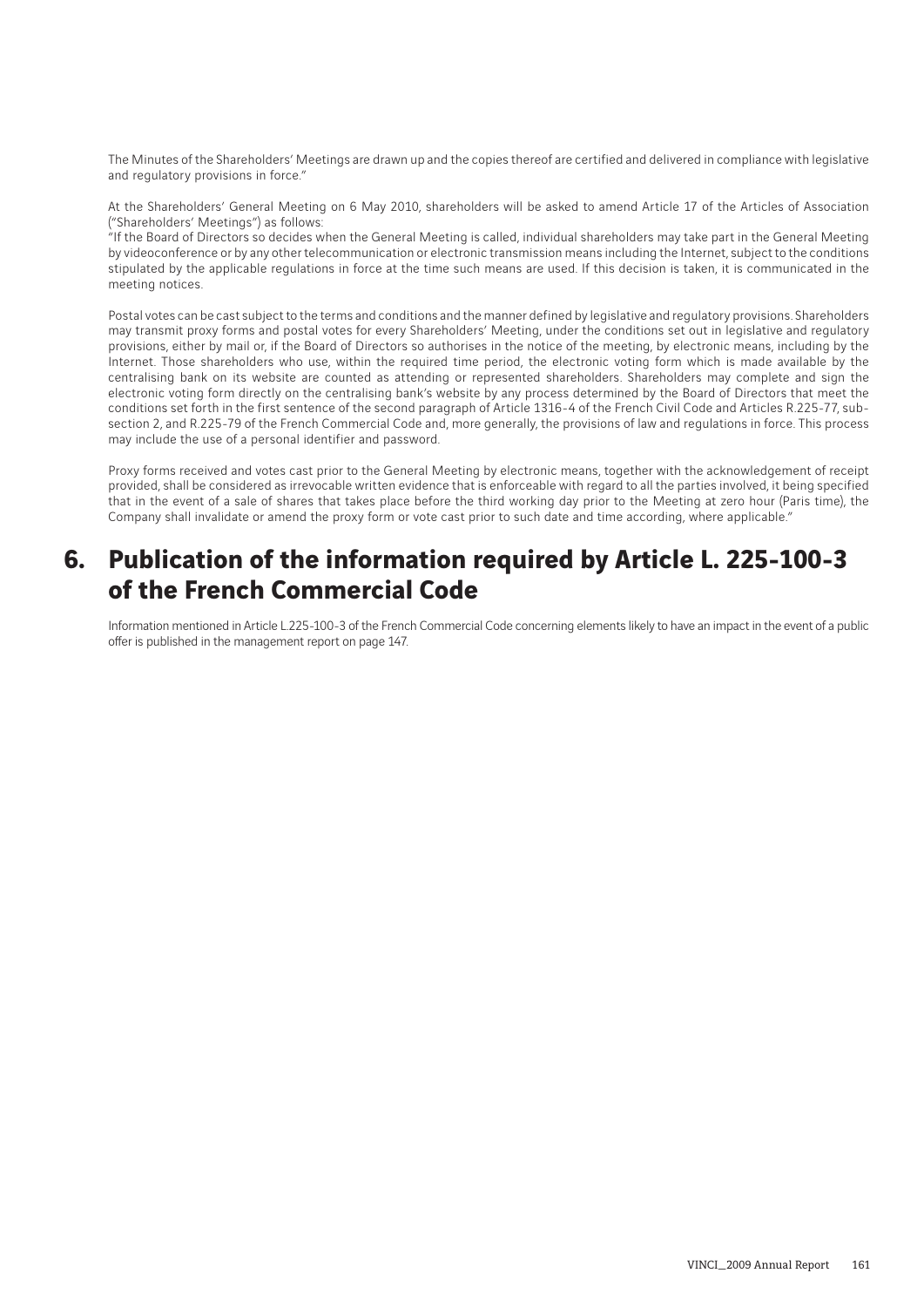The Minutes of the Shareholders' Meetings are drawn up and the copies thereof are certified and delivered in compliance with legislative and regulatory provisions in force."

At the Shareholders' General Meeting on 6 May 2010, shareholders will be asked to amend Article 17 of the Articles of Association ("Shareholders' Meetings") as follows:
"If the Board of Directors so decides when the General Meeting is called, individual shareholders may take part in the General Meeting by videoconference or by any other telecommunication or electronic transmission means including the Internet, subject to the conditions stipulated by the applicable regulations in force at the time such means are used. If this decision is taken, it is communicated in the meeting notices.

Postal votes can be cast subject to the terms and conditions and the manner defined by legislative and regulatory provisions. Shareholders may transmit proxy forms and postal votes for every Shareholders' Meeting, under the conditions set out in legislative and regulatory provisions, either by mail or, if the Board of Directors so authorises in the notice of the meeting, by electronic means, including by the Internet. Those shareholders who use, within the required time period, the electronic voting form which is made available by the centralising bank on its website are counted as attending or represented shareholders. Shareholders may complete and sign the electronic voting form directly on the centralising bank's website by any process determined by the Board of Directors that meet the conditions set forth in the first sentence of the second paragraph of Article 1316-4 of the French Civil Code and Articles R.225-77, sub-section 2, and R.225-79 of the French Commercial Code and, more generally, the provisions of law and regulations in force. This process may include the use of a personal identifier and password.

Proxy forms received and votes cast prior to the General Meeting by electronic means, together with the acknowledgement of receipt provided, shall be considered as irrevocable written evidence that is enforceable with regard to all the parties involved, it being specified that in the event of a sale of shares that takes place before the third working day prior to the Meeting at zero hour (Paris time), the Company shall invalidate or amend the proxy form or vote cast prior to such date and time according, where applicable."

## 6. Publication of the information required by Article L. 225-100-3 of the French Commercial Code

Information mentioned in Article L.225-100-3 of the French Commercial Code concerning elements likely to have an impact in the event of a public offer is published in the management report on page 147.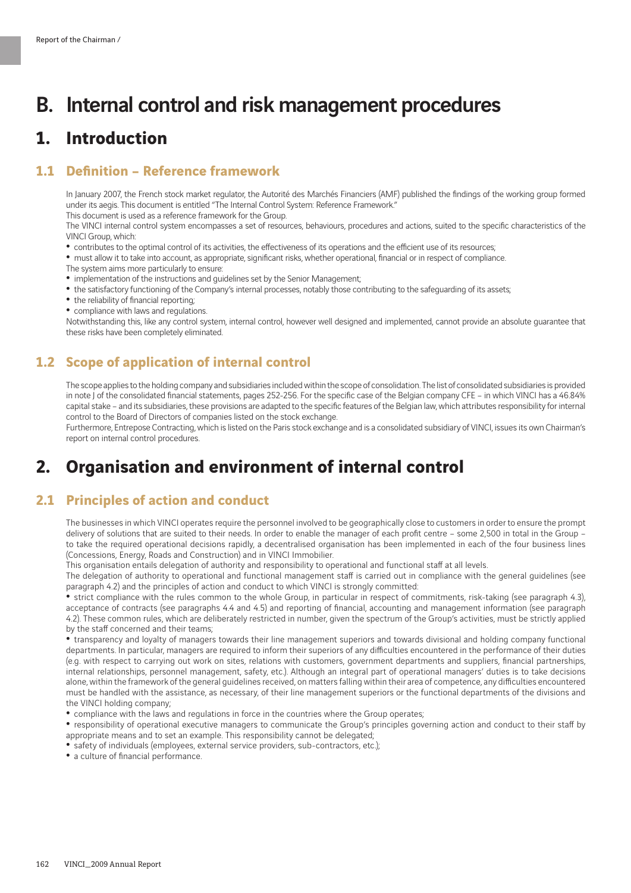# B. Internal control and risk management procedures

## 1. Introduction

### 1.1 Definition – Reference framework

In January 2007, the French stock market regulator, the Autorité des Marchés Financiers (AMF) published the findings of the working group formed under its aegis. This document is entitled "The Internal Control System: Reference Framework."

This document is used as a reference framework for the Group.

The VINCI internal control system encompasses a set of resources, behaviours, procedures and actions, suited to the specific characteristics of the VINCI Group, which:

- contributes to the optimal control of its activities, the effectiveness of its operations and the efficient use of its resources;
- must allow it to take into account, as appropriate, significant risks, whether operational, financial or in respect of compliance.

The system aims more particularly to ensure:

- implementation of the instructions and guidelines set by the Senior Management;
- the satisfactory functioning of the Company's internal processes, notably those contributing to the safeguarding of its assets;
- the reliability of financial reporting;
- compliance with laws and regulations.

Notwithstanding this, like any control system, internal control, however well designed and implemented, cannot provide an absolute guarantee that these risks have been completely eliminated.

### 1.2 Scope of application of internal control

The scope applies to the holding company and subsidiaries included within the scope of consolidation. The list of consolidated subsidiaries is provided in note J of the consolidated financial statements, pages 252-256. For the specific case of the Belgian company CFE – in which VINCI has a 46.84% capital stake – and its subsidiaries, these provisions are adapted to the specific features of the Belgian law, which attributes responsibility for internal control to the Board of Directors of companies listed on the stock exchange.

Furthermore, Entrepose Contracting, which is listed on the Paris stock exchange and is a consolidated subsidiary of VINCI, issues its own Chairman's report on internal control procedures.

## 2. Organisation and environment of internal control

### 2.1 Principles of action and conduct

The businesses in which VINCI operates require the personnel involved to be geographically close to customers in order to ensure the prompt delivery of solutions that are suited to their needs. In order to enable the manager of each profit centre – some 2,500 in total in the Group – to take the required operational decisions rapidly, a decentralised organisation has been implemented in each of the four business lines (Concessions, Energy, Roads and Construction) and in VINCI Immobilier.

This organisation entails delegation of authority and responsibility to operational and functional staff at all levels.

The delegation of authority to operational and functional management staff is carried out in compliance with the general guidelines (see paragraph 4.2) and the principles of action and conduct to which VINCI is strongly committed:

- strict compliance with the rules common to the whole Group, in particular in respect of commitments, risk-taking (see paragraph 4.3), acceptance of contracts (see paragraphs 4.4 and 4.5) and reporting of financial, accounting and management information (see paragraph 4.2). These common rules, which are deliberately restricted in number, given the spectrum of the Group's activities, must be strictly applied by the staff concerned and their teams;
- transparency and loyalty of managers towards their line management superiors and towards divisional and holding company functional departments. In particular, managers are required to inform their superiors of any difficulties encountered in the performance of their duties (e.g. with respect to carrying out work on sites, relations with customers, government departments and suppliers, financial partnerships, internal relationships, personnel management, safety, etc.). Although an integral part of operational managers' duties is to take decisions alone, within the framework of the general guidelines received, on matters falling within their area of competence, any difficulties encountered must be handled with the assistance, as necessary, of their line management superiors or the functional departments of the divisions and the VINCI holding company;
- compliance with the laws and regulations in force in the countries where the Group operates;
- responsibility of operational executive managers to communicate the Group's principles governing action and conduct to their staff by appropriate means and to set an example. This responsibility cannot be delegated;
- safety of individuals (employees, external service providers, sub-contractors, etc.);
- a culture of financial performance.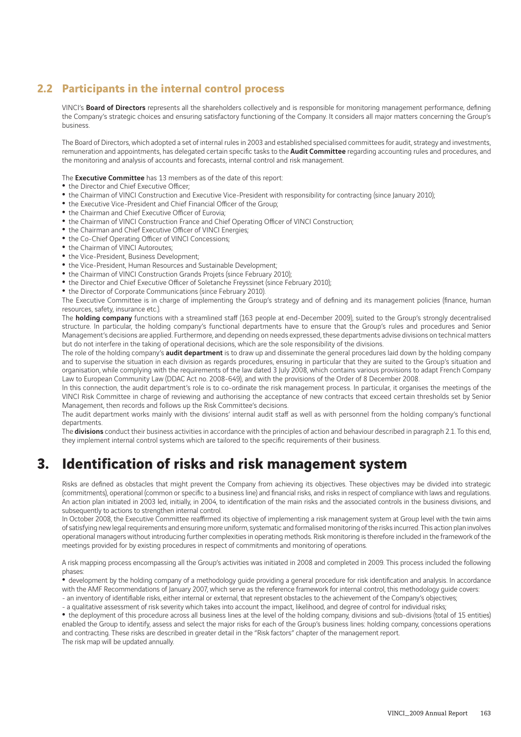## 2.2 Participants in the internal control process

VINCI's **Board of Directors** represents all the shareholders collectively and is responsible for monitoring management performance, defining the Company's strategic choices and ensuring satisfactory functioning of the Company. It considers all major matters concerning the Group's business.

The Board of Directors, which adopted a set of internal rules in 2003 and established specialised committees for audit, strategy and investments, remuneration and appointments, has delegated certain specific tasks to the **Audit Committee** regarding accounting rules and procedures, and the monitoring and analysis of accounts and forecasts, internal control and risk management.

The **Executive Committee** has 13 members as of the date of this report:

- the Director and Chief Executive Officer;
- the Chairman of VINCI Construction and Executive Vice-President with responsibility for contracting (since January 2010);
- the Executive Vice-President and Chief Financial Officer of the Group;
- the Chairman and Chief Executive Officer of Eurovia;
- the Chairman of VINCI Construction France and Chief Operating Officer of VINCI Construction;
- the Chairman and Chief Executive Officer of VINCI Energies;
- the Co-Chief Operating Officer of VINCI Concessions;
- the Chairman of VINCI Autoroutes;
- the Vice-President, Business Development;
- the Vice-President, Human Resources and Sustainable Development;
- the Chairman of VINCI Construction Grands Projets (since February 2010);
- the Director and Chief Executive Officer of Soletanche Freyssinet (since February 2010);
- the Director of Corporate Communications (since February 2010).

The Executive Committee is in charge of implementing the Group's strategy and of defining and its management policies (finance, human resources, safety, insurance etc.).

The **holding company** functions with a streamlined staff (163 people at end-December 2009), suited to the Group's strongly decentralised structure. In particular, the holding company's functional departments have to ensure that the Group's rules and procedures and Senior Management's decisions are applied. Furthermore, and depending on needs expressed, these departments advise divisions on technical matters but do not interfere in the taking of operational decisions, which are the sole responsibility of the divisions.

The role of the holding company's **audit department** is to draw up and disseminate the general procedures laid down by the holding company and to supervise the situation in each division as regards procedures, ensuring in particular that they are suited to the Group's situation and organisation, while complying with the requirements of the law dated 3 July 2008, which contains various provisions to adapt French Company Law to European Community Law (DDAC Act no. 2008-649), and with the provisions of the Order of 8 December 2008.

In this connection, the audit department's role is to co-ordinate the risk management process. In particular, it organises the meetings of the VINCI Risk Committee in charge of reviewing and authorising the acceptance of new contracts that exceed certain thresholds set by Senior Management, then records and follows up the Risk Committee's decisions.

The audit department works mainly with the divisions' internal audit staff as well as with personnel from the holding company's functional departments.

The **divisions** conduct their business activities in accordance with the principles of action and behaviour described in paragraph 2.1. To this end, they implement internal control systems which are tailored to the specific requirements of their business.

# 3. Identification of risks and risk management system

Risks are defined as obstacles that might prevent the Company from achieving its objectives. These objectives may be divided into strategic (commitments), operational (common or specific to a business line) and financial risks, and risks in respect of compliance with laws and regulations. An action plan initiated in 2003 led, initially, in 2004, to identification of the main risks and the associated controls in the business divisions, and subsequently to actions to strengthen internal control.

In October 2008, the Executive Committee reaffirmed its objective of implementing a risk management system at Group level with the twin aims of satisfying new legal requirements and ensuring more uniform, systematic and formalised monitoring of the risks incurred. This action plan involves operational managers without introducing further complexities in operating methods. Risk monitoring is therefore included in the framework of the meetings provided for by existing procedures in respect of commitments and monitoring of operations.

A risk mapping process encompassing all the Group's activities was initiated in 2008 and completed in 2009. This process included the following phases:

- development by the holding company of a methodology guide providing a general procedure for risk identification and analysis. In accordance with the AMF Recommendations of January 2007, which serve as the reference framework for internal control, this methodology guide covers:
  - an inventory of identifiable risks, either internal or external, that represent obstacles to the achievement of the Company's objectives;
  - a qualitative assessment of risk severity which takes into account the impact, likelihood, and degree of control for individual risks;
- the deployment of this procedure across all business lines at the level of the holding company, divisions and sub-divisions (total of 15 entities) enabled the Group to identify, assess and select the major risks for each of the Group's business lines: holding company, concessions operations and contracting. These risks are described in greater detail in the "Risk factors" chapter of the management report.

The risk map will be updated annually.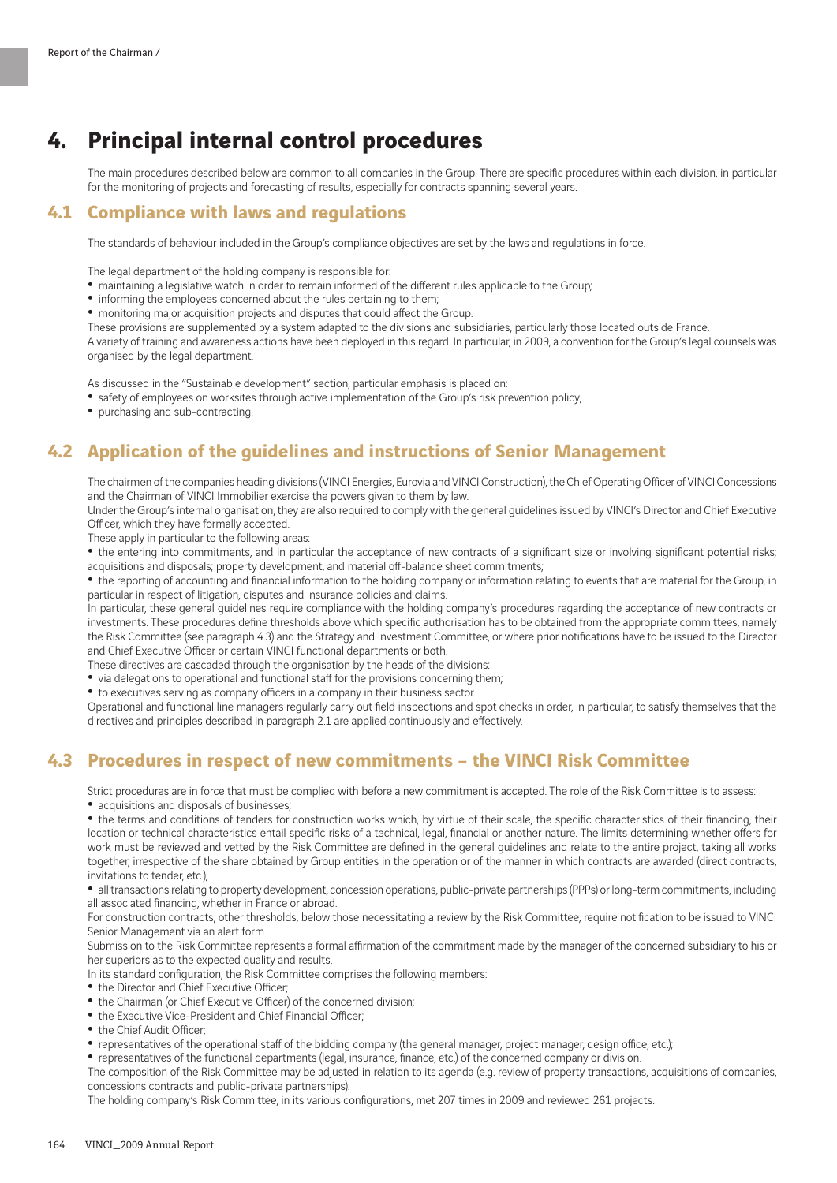# 4. Principal internal control procedures

The main procedures described below are common to all companies in the Group. There are specific procedures within each division, in particular for the monitoring of projects and forecasting of results, especially for contracts spanning several years.

## 4.1 Compliance with laws and regulations

The standards of behaviour included in the Group's compliance objectives are set by the laws and regulations in force.

The legal department of the holding company is responsible for:

- maintaining a legislative watch in order to remain informed of the different rules applicable to the Group;
- informing the employees concerned about the rules pertaining to them;
- monitoring major acquisition projects and disputes that could affect the Group.

These provisions are supplemented by a system adapted to the divisions and subsidiaries, particularly those located outside France.

A variety of training and awareness actions have been deployed in this regard. In particular, in 2009, a convention for the Group's legal counsels was organised by the legal department.

As discussed in the "Sustainable development" section, particular emphasis is placed on:

- safety of employees on worksites through active implementation of the Group's risk prevention policy;
- purchasing and sub-contracting.

## 4.2 Application of the guidelines and instructions of Senior Management

The chairmen of the companies heading divisions (VINCI Energies, Eurovia and VINCI Construction), the Chief Operating Officer of VINCI Concessions and the Chairman of VINCI Immobilier exercise the powers given to them by law.

Under the Group's internal organisation, they are also required to comply with the general guidelines issued by VINCI's Director and Chief Executive Officer, which they have formally accepted.

These apply in particular to the following areas:

- the entering into commitments, and in particular the acceptance of new contracts of a significant size or involving significant potential risks; acquisitions and disposals; property development, and material off-balance sheet commitments;
- the reporting of accounting and financial information to the holding company or information relating to events that are material for the Group, in particular in respect of litigation, disputes and insurance policies and claims.

In particular, these general guidelines require compliance with the holding company's procedures regarding the acceptance of new contracts or investments. These procedures define thresholds above which specific authorisation has to be obtained from the appropriate committees, namely the Risk Committee (see paragraph 4.3) and the Strategy and Investment Committee, or where prior notifications have to be issued to the Director and Chief Executive Officer or certain VINCI functional departments or both.

These directives are cascaded through the organisation by the heads of the divisions:

- via delegations to operational and functional staff for the provisions concerning them;
- to executives serving as company officers in a company in their business sector.

Operational and functional line managers regularly carry out field inspections and spot checks in order, in particular, to satisfy themselves that the directives and principles described in paragraph 2.1 are applied continuously and effectively.

## 4.3 Procedures in respect of new commitments – the VINCI Risk Committee

Strict procedures are in force that must be complied with before a new commitment is accepted. The role of the Risk Committee is to assess:

- acquisitions and disposals of businesses;
- the terms and conditions of tenders for construction works which, by virtue of their scale, the specific characteristics of their financing, their location or technical characteristics entail specific risks of a technical, legal, financial or another nature. The limits determining whether offers for work must be reviewed and vetted by the Risk Committee are defined in the general guidelines and relate to the entire project, taking all works together, irrespective of the share obtained by Group entities in the operation or of the manner in which contracts are awarded (direct contracts, invitations to tender, etc.);
- all transactions relating to property development, concession operations, public-private partnerships (PPPs) or long-term commitments, including all associated financing, whether in France or abroad.

For construction contracts, other thresholds, below those necessitating a review by the Risk Committee, require notification to be issued to VINCI Senior Management via an alert form.

Submission to the Risk Committee represents a formal affirmation of the commitment made by the manager of the concerned subsidiary to his or her superiors as to the expected quality and results.

In its standard configuration, the Risk Committee comprises the following members:

- the Director and Chief Executive Officer;
- the Chairman (or Chief Executive Officer) of the concerned division;
- the Executive Vice-President and Chief Financial Officer;
- the Chief Audit Officer;
- representatives of the operational staff of the bidding company (the general manager, project manager, design office, etc.);
- representatives of the functional departments (legal, insurance, finance, etc.) of the concerned company or division.

The composition of the Risk Committee may be adjusted in relation to its agenda (e.g. review of property transactions, acquisitions of companies, concessions contracts and public-private partnerships).

The holding company's Risk Committee, in its various configurations, met 207 times in 2009 and reviewed 261 projects.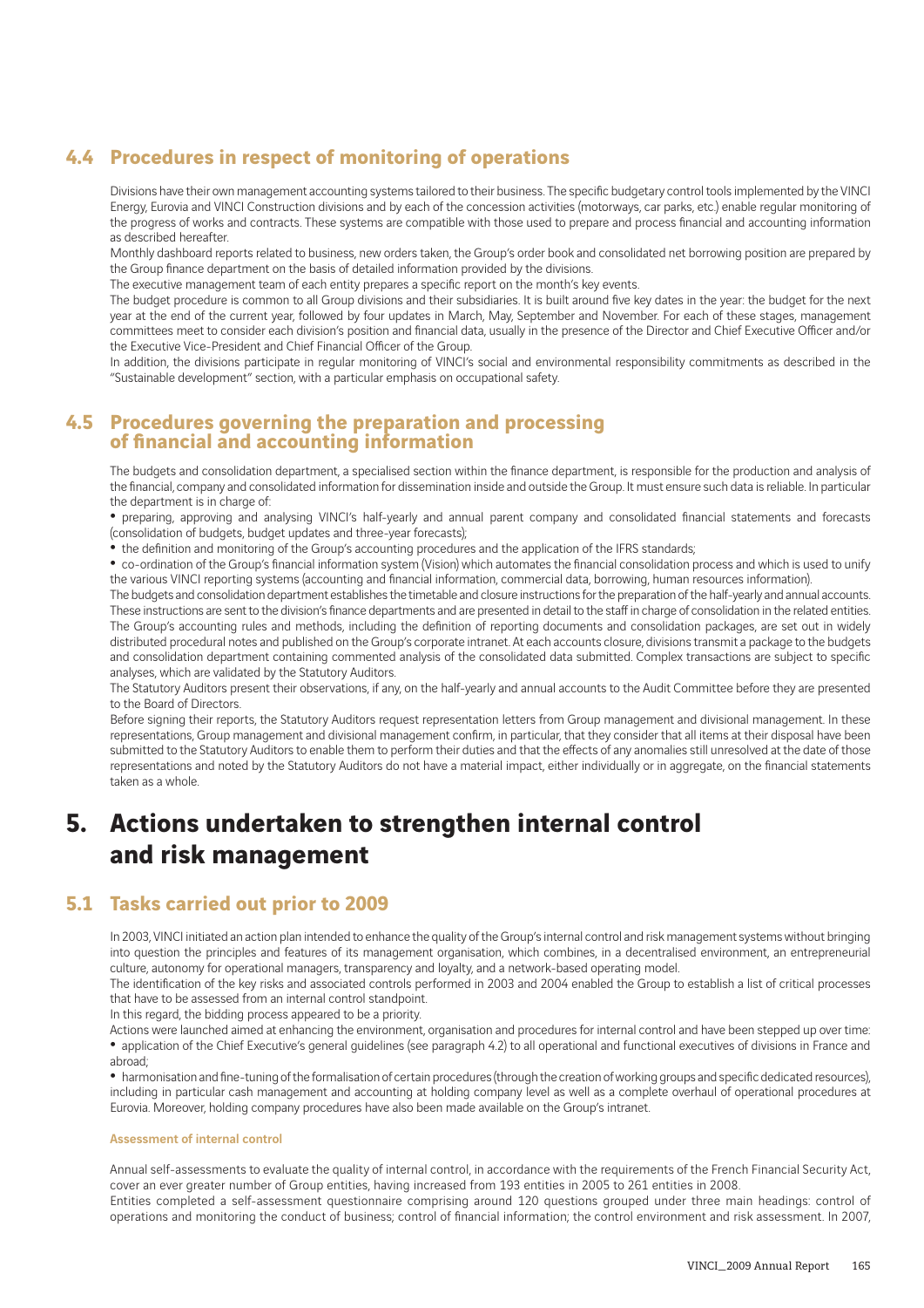## 4.4 Procedures in respect of monitoring of operations

Divisions have their own management accounting systems tailored to their business. The specific budgetary control tools implemented by the VINCI Energy, Eurovia and VINCI Construction divisions and by each of the concession activities (motorways, car parks, etc.) enable regular monitoring of the progress of works and contracts. These systems are compatible with those used to prepare and process financial and accounting information as described hereafter.

Monthly dashboard reports related to business, new orders taken, the Group's order book and consolidated net borrowing position are prepared by the Group finance department on the basis of detailed information provided by the divisions.

The executive management team of each entity prepares a specific report on the month's key events.

The budget procedure is common to all Group divisions and their subsidiaries. It is built around five key dates in the year: the budget for the next year at the end of the current year, followed by four updates in March, May, September and November. For each of these stages, management committees meet to consider each division's position and financial data, usually in the presence of the Director and Chief Executive Officer and/or the Executive Vice-President and Chief Financial Officer of the Group.

In addition, the divisions participate in regular monitoring of VINCI's social and environmental responsibility commitments as described in the "Sustainable development" section, with a particular emphasis on occupational safety.

## 4.5 Procedures governing the preparation and processing of financial and accounting information

The budgets and consolidation department, a specialised section within the finance department, is responsible for the production and analysis of the financial, company and consolidated information for dissemination inside and outside the Group. It must ensure such data is reliable. In particular the department is in charge of:

- preparing, approving and analysing VINCI's half-yearly and annual parent company and consolidated financial statements and forecasts (consolidation of budgets, budget updates and three-year forecasts);
- the definition and monitoring of the Group's accounting procedures and the application of the IFRS standards;
- co-ordination of the Group's financial information system (Vision) which automates the financial consolidation process and which is used to unify the various VINCI reporting systems (accounting and financial information, commercial data, borrowing, human resources information).

The budgets and consolidation department establishes the timetable and closure instructions for the preparation of the half-yearly and annual accounts. These instructions are sent to the division's finance departments and are presented in detail to the staff in charge of consolidation in the related entities. The Group's accounting rules and methods, including the definition of reporting documents and consolidation packages, are set out in widely distributed procedural notes and published on the Group's corporate intranet. At each accounts closure, divisions transmit a package to the budgets and consolidation department containing commented analysis of the consolidated data submitted. Complex transactions are subject to specific analyses, which are validated by the Statutory Auditors.

The Statutory Auditors present their observations, if any, on the half-yearly and annual accounts to the Audit Committee before they are presented to the Board of Directors.

Before signing their reports, the Statutory Auditors request representation letters from Group management and divisional management. In these representations, Group management and divisional management confirm, in particular, that they consider that all items at their disposal have been submitted to the Statutory Auditors to enable them to perform their duties and that the effects of any anomalies still unresolved at the date of those representations and noted by the Statutory Auditors do not have a material impact, either individually or in aggregate, on the financial statements taken as a whole.

# 5. Actions undertaken to strengthen internal control and risk management

## 5.1 Tasks carried out prior to 2009

In 2003, VINCI initiated an action plan intended to enhance the quality of the Group's internal control and risk management systems without bringing into question the principles and features of its management organisation, which combines, in a decentralised environment, an entrepreneurial culture, autonomy for operational managers, transparency and loyalty, and a network-based operating model.

The identification of the key risks and associated controls performed in 2003 and 2004 enabled the Group to establish a list of critical processes that have to be assessed from an internal control standpoint.

In this regard, the bidding process appeared to be a priority.

Actions were launched aimed at enhancing the environment, organisation and procedures for internal control and have been stepped up over time:

- application of the Chief Executive's general guidelines (see paragraph 4.2) to all operational and functional executives of divisions in France and abroad;
- harmonisation and fine-tuning of the formalisation of certain procedures (through the creation of working groups and specific dedicated resources), including in particular cash management and accounting at holding company level as well as a complete overhaul of operational procedures at Eurovia. Moreover, holding company procedures have also been made available on the Group's intranet.

#### Assessment of internal control

Annual self-assessments to evaluate the quality of internal control, in accordance with the requirements of the French Financial Security Act, cover an ever greater number of Group entities, having increased from 193 entities in 2005 to 261 entities in 2008.

Entities completed a self-assessment questionnaire comprising around 120 questions grouped under three main headings: control of operations and monitoring the conduct of business; control of financial information; the control environment and risk assessment. In 2007,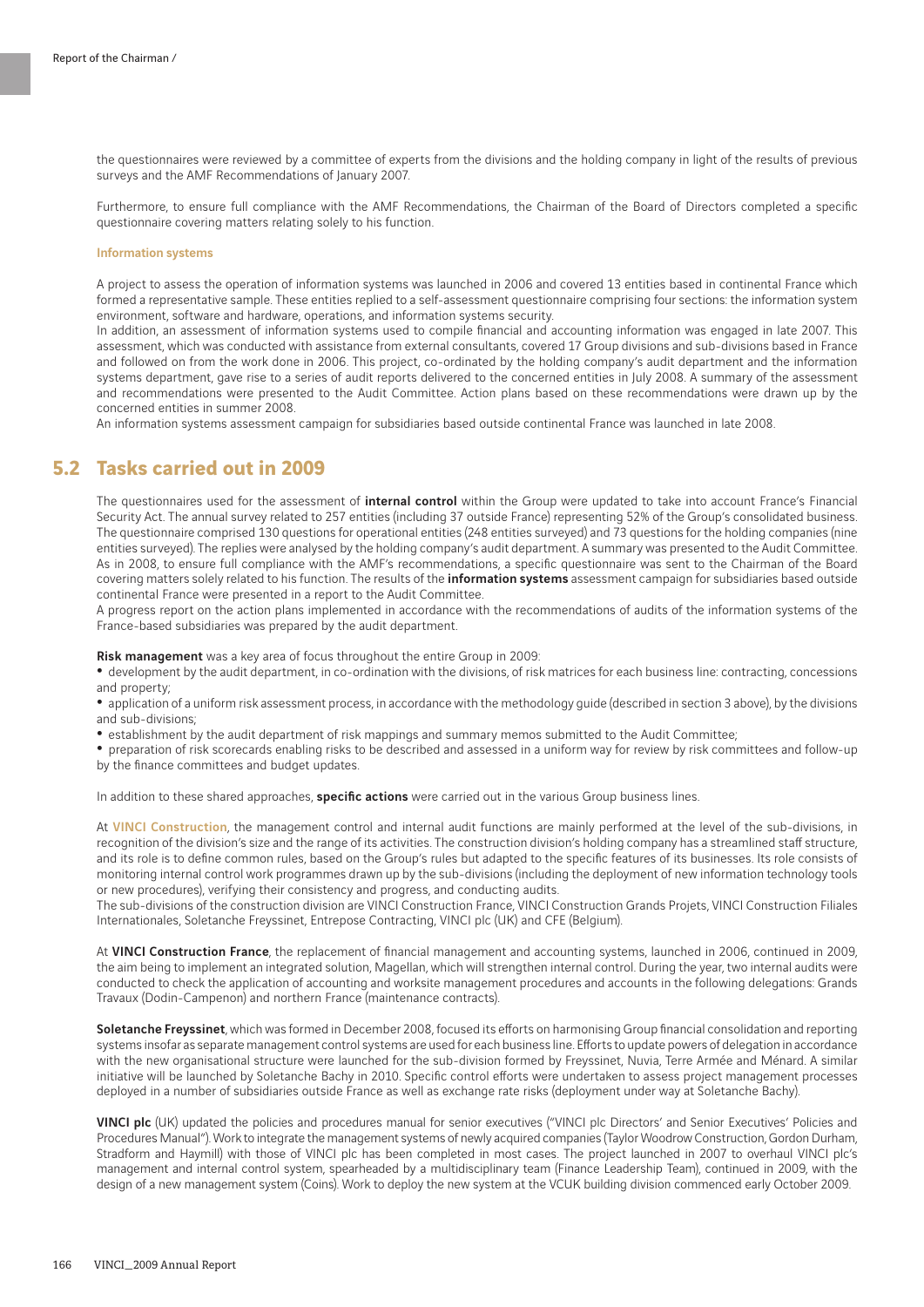the questionnaires were reviewed by a committee of experts from the divisions and the holding company in light of the results of previous surveys and the AMF Recommendations of January 2007.

Furthermore, to ensure full compliance with the AMF Recommendations, the Chairman of the Board of Directors completed a specific questionnaire covering matters relating solely to his function.

#### Information systems

A project to assess the operation of information systems was launched in 2006 and covered 13 entities based in continental France which formed a representative sample. These entities replied to a self-assessment questionnaire comprising four sections: the information system environment, software and hardware, operations, and information systems security.
In addition, an assessment of information systems used to compile financial and accounting information was engaged in late 2007. This assessment, which was conducted with assistance from external consultants, covered 17 Group divisions and sub-divisions based in France and followed on from the work done in 2006. This project, co-ordinated by the holding company's audit department and the information systems department, gave rise to a series of audit reports delivered to the concerned entities in July 2008. A summary of the assessment and recommendations were presented to the Audit Committee. Action plans based on these recommendations were drawn up by the concerned entities in summer 2008.
An information systems assessment campaign for subsidiaries based outside continental France was launched in late 2008.

## 5.2 Tasks carried out in 2009

The questionnaires used for the assessment of **internal control** within the Group were updated to take into account France's Financial Security Act. The annual survey related to 257 entities (including 37 outside France) representing 52% of the Group's consolidated business. The questionnaire comprised 130 questions for operational entities (248 entities surveyed) and 73 questions for the holding companies (nine entities surveyed). The replies were analysed by the holding company's audit department. A summary was presented to the Audit Committee. As in 2008, to ensure full compliance with the AMF's recommendations, a specific questionnaire was sent to the Chairman of the Board covering matters solely related to his function. The results of the **information systems** assessment campaign for subsidiaries based outside continental France were presented in a report to the Audit Committee.
A progress report on the action plans implemented in accordance with the recommendations of audits of the information systems of the France-based subsidiaries was prepared by the audit department.

**Risk management** was a key area of focus throughout the entire Group in 2009:

- development by the audit department, in co-ordination with the divisions, of risk matrices for each business line: contracting, concessions and property;
- application of a uniform risk assessment process, in accordance with the methodology guide (described in section 3 above), by the divisions and sub-divisions;
- establishment by the audit department of risk mappings and summary memos submitted to the Audit Committee;
- preparation of risk scorecards enabling risks to be described and assessed in a uniform way for review by risk committees and follow-up by the finance committees and budget updates.

In addition to these shared approaches, **specific actions** were carried out in the various Group business lines.

At **VINCI Construction**, the management control and internal audit functions are mainly performed at the level of the sub-divisions, in recognition of the division's size and the range of its activities. The construction division's holding company has a streamlined staff structure, and its role is to define common rules, based on the Group's rules but adapted to the specific features of its businesses. Its role consists of monitoring internal control work programmes drawn up by the sub-divisions (including the deployment of new information technology tools or new procedures), verifying their consistency and progress, and conducting audits.
The sub-divisions of the construction division are VINCI Construction France, VINCI Construction Grands Projets, VINCI Construction Filiales Internationales, Soletanche Freyssinet, Entrepose Contracting, VINCI plc (UK) and CFE (Belgium).

At **VINCI Construction France**, the replacement of financial management and accounting systems, launched in 2006, continued in 2009, the aim being to implement an integrated solution, Magellan, which will strengthen internal control. During the year, two internal audits were conducted to check the application of accounting and worksite management procedures and accounts in the following delegations: Grands Travaux (Dodin-Campenon) and northern France (maintenance contracts).

**Soletanche Freyssinet**, which was formed in December 2008, focused its efforts on harmonising Group financial consolidation and reporting systems insofar as separate management control systems are used for each business line. Efforts to update powers of delegation in accordance with the new organisational structure were launched for the sub-division formed by Freyssinet, Nuvia, Terre Armée and Ménard. A similar initiative will be launched by Soletanche Bachy in 2010. Specific control efforts were undertaken to assess project management processes deployed in a number of subsidiaries outside France as well as exchange rate risks (deployment under way at Soletanche Bachy).

**VINCI plc** (UK) updated the policies and procedures manual for senior executives ("VINCI plc Directors' and Senior Executives' Policies and Procedures Manual"). Work to integrate the management systems of newly acquired companies (Taylor Woodrow Construction, Gordon Durham, Stradform and Haymill) with those of VINCI plc has been completed in most cases. The project launched in 2007 to overhaul VINCI plc's management and internal control system, spearheaded by a multidisciplinary team (Finance Leadership Team), continued in 2009, with the design of a new management system (Coins). Work to deploy the new system at the VCUK building division commenced early October 2009.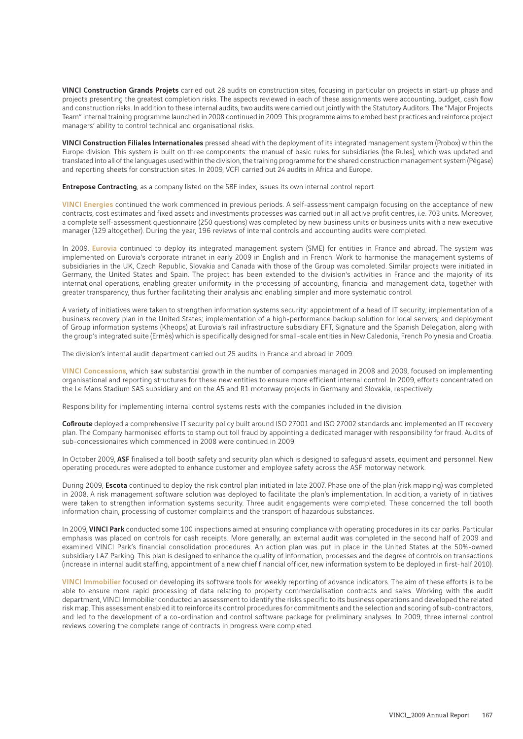**VINCI Construction Grands Projets** carried out 28 audits on construction sites, focusing in particular on projects in start-up phase and projects presenting the greatest completion risks. The aspects reviewed in each of these assignments were accounting, budget, cash flow and construction risks. In addition to these internal audits, two audits were carried out jointly with the Statutory Auditors. The "Major Projects Team" internal training programme launched in 2008 continued in 2009. This programme aims to embed best practices and reinforce project managers' ability to control technical and organisational risks.

**VINCI Construction Filiales Internationales** pressed ahead with the deployment of its integrated management system (Probox) within the Europe division. This system is built on three components: the manual of basic rules for subsidiaries (the Rules), which was updated and translated into all of the languages used within the division, the training programme for the shared construction management system (Pégase) and reporting sheets for construction sites. In 2009, VCFI carried out 24 audits in Africa and Europe.

**Entrepose Contracting**, as a company listed on the SBF index, issues its own internal control report.

**VINCI Energies** continued the work commenced in previous periods. A self-assessment campaign focusing on the acceptance of new contracts, cost estimates and fixed assets and investments processes was carried out in all active profit centres, i.e. 703 units. Moreover, a complete self-assessment questionnaire (250 questions) was completed by new business units or business units with a new executive manager (129 altogether). During the year, 196 reviews of internal controls and accounting audits were completed.

In 2009, **Eurovia** continued to deploy its integrated management system (SME) for entities in France and abroad. The system was implemented on Eurovia's corporate intranet in early 2009 in English and in French. Work to harmonise the management systems of subsidiaries in the UK, Czech Republic, Slovakia and Canada with those of the Group was completed. Similar projects were initiated in Germany, the United States and Spain. The project has been extended to the division's activities in France and the majority of its international operations, enabling greater uniformity in the processing of accounting, financial and management data, together with greater transparency, thus further facilitating their analysis and enabling simpler and more systematic control.

A variety of initiatives were taken to strengthen information systems security: appointment of a head of IT security; implementation of a business recovery plan in the United States; implementation of a high-performance backup solution for local servers; and deployment of Group information systems (Kheops) at Eurovia's rail infrastructure subsidiary EFT, Signature and the Spanish Delegation, along with the group's integrated suite (Ermès) which is specifically designed for small-scale entities in New Caledonia, French Polynesia and Croatia.

The division's internal audit department carried out 25 audits in France and abroad in 2009.

**VINCI Concessions**, which saw substantial growth in the number of companies managed in 2008 and 2009, focused on implementing organisational and reporting structures for these new entities to ensure more efficient internal control. In 2009, efforts concentrated on the Le Mans Stadium SAS subsidiary and on the A5 and R1 motorway projects in Germany and Slovakia, respectively.

Responsibility for implementing internal control systems rests with the companies included in the division.

**Cofiroute** deployed a comprehensive IT security policy built around ISO 27001 and ISO 27002 standards and implemented an IT recovery plan. The Company harmonised efforts to stamp out toll fraud by appointing a dedicated manager with responsibility for fraud. Audits of sub-concessionaires which commenced in 2008 were continued in 2009.

In October 2009, **ASF** finalised a toll booth safety and security plan which is designed to safeguard assets, equiment and personnel. New operating procedures were adopted to enhance customer and employee safety across the ASF motorway network.

During 2009, **Escota** continued to deploy the risk control plan initiated in late 2007. Phase one of the plan (risk mapping) was completed in 2008. A risk management software solution was deployed to facilitate the plan's implementation. In addition, a variety of initiatives were taken to strengthen information systems security. Three audit engagements were completed. These concerned the toll booth information chain, processing of customer complaints and the transport of hazardous substances.

In 2009, **VINCI Park** conducted some 100 inspections aimed at ensuring compliance with operating procedures in its car parks. Particular emphasis was placed on controls for cash receipts. More generally, an external audit was completed in the second half of 2009 and examined VINCI Park's financial consolidation procedures. An action plan was put in place in the United States at the 50%-owned subsidiary LAZ Parking. This plan is designed to enhance the quality of information, processes and the degree of controls on transactions (increase in internal audit staffing, appointment of a new chief financial officer, new information system to be deployed in first-half 2010).

**VINCI Immobilier** focused on developing its software tools for weekly reporting of advance indicators. The aim of these efforts is to be able to ensure more rapid processing of data relating to property commercialisation contracts and sales. Working with the audit department, VINCI Immobilier conducted an assessment to identify the risks specific to its business operations and developed the related risk map. This assessment enabled it to reinforce its control procedures for commitments and the selection and scoring of sub-contractors, and led to the development of a co-ordination and control software package for preliminary analyses. In 2009, three internal control reviews covering the complete range of contracts in progress were completed.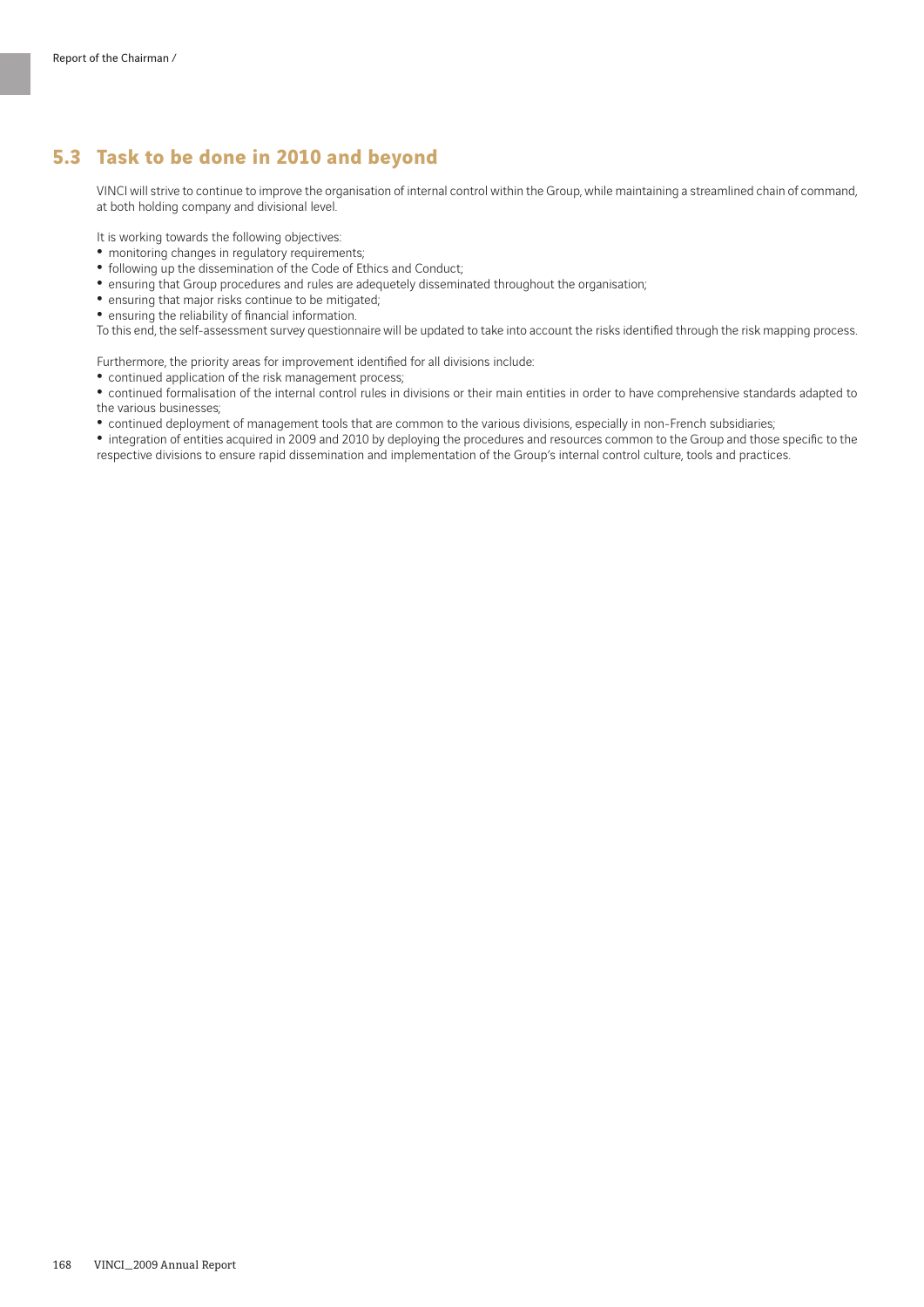## 5.3 Task to be done in 2010 and beyond

VINCI will strive to continue to improve the organisation of internal control within the Group, while maintaining a streamlined chain of command, at both holding company and divisional level.

It is working towards the following objectives:

- monitoring changes in regulatory requirements;
- following up the dissemination of the Code of Ethics and Conduct;
- ensuring that Group procedures and rules are adequetely disseminated throughout the organisation;
- ensuring that major risks continue to be mitigated;
- ensuring the reliability of financial information.

To this end, the self-assessment survey questionnaire will be updated to take into account the risks identified through the risk mapping process.

Furthermore, the priority areas for improvement identified for all divisions include:

- continued application of the risk management process;
- continued formalisation of the internal control rules in divisions or their main entities in order to have comprehensive standards adapted to the various businesses;
- continued deployment of management tools that are common to the various divisions, especially in non-French subsidiaries;
- integration of entities acquired in 2009 and 2010 by deploying the procedures and resources common to the Group and those specific to the respective divisions to ensure rapid dissemination and implementation of the Group's internal control culture, tools and practices.